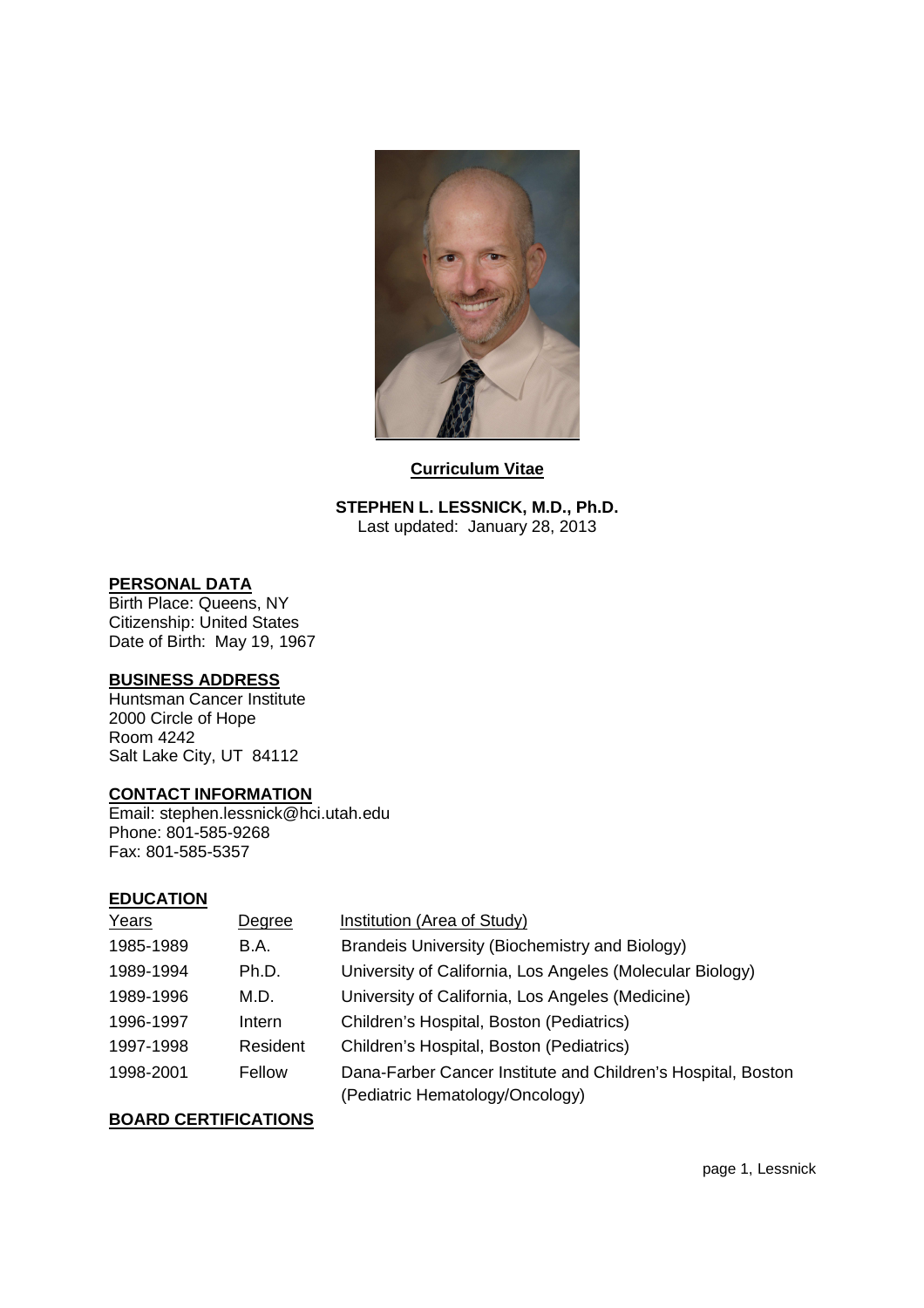**Curriculum Vitae**

**STEPHEN L. LESSNICK, M.D., Ph.D.**
Last updated: January 28, 2013

## PERSONAL DATA

Birth Place: Queens, NY
Citizenship: United States
Date of Birth: May 19, 1967

## BUSINESS ADDRESS

Huntsman Cancer Institute
2000 Circle of Hope
Room 4242
Salt Lake City, UT 84112

## CONTACT INFORMATION

Email: stephen.lessnick@hci.utah.edu
Phone: 801-585-9268
Fax: 801-585-5357

## EDUCATION

| Years | Degree | Institution (Area of Study) |
|---|---|---|
| 1985-1989 | B.A. | Brandeis University (Biochemistry and Biology) |
| 1989-1994 | Ph.D. | University of California, Los Angeles (Molecular Biology) |
| 1989-1996 | M.D. | University of California, Los Angeles (Medicine) |
| 1996-1997 | Intern | Children's Hospital, Boston (Pediatrics) |
| 1997-1998 | Resident | Children's Hospital, Boston (Pediatrics) |
| 1998-2001 | Fellow | Dana-Farber Cancer Institute and Children's Hospital, Boston (Pediatric Hematology/Oncology) |

## BOARD CERTIFICATIONS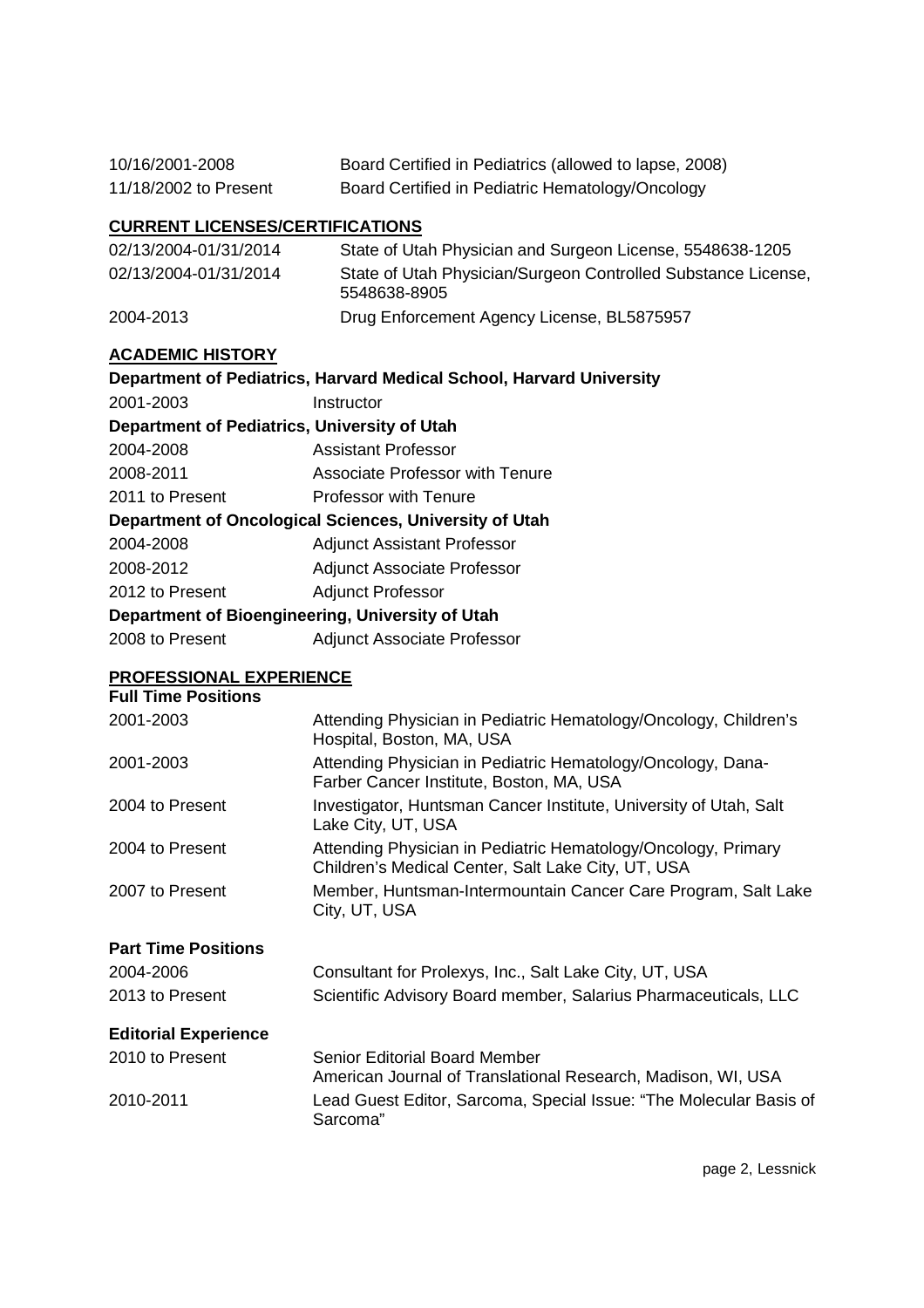| | |
|---|---|
| 10/16/2001-2008 | Board Certified in Pediatrics (allowed to lapse, 2008) |
| 11/18/2002 to Present | Board Certified in Pediatric Hematology/Oncology |

## CURRENT LICENSES/CERTIFICATIONS

| | |
|---|---|
| 02/13/2004-01/31/2014 | State of Utah Physician and Surgeon License, 5548638-1205 |
| 02/13/2004-01/31/2014 | State of Utah Physician/Surgeon Controlled Substance License, 5548638-8905 |
| 2004-2013 | Drug Enforcement Agency License, BL5875957 |

## ACADEMIC HISTORY

**Department of Pediatrics, Harvard Medical School, Harvard University**

| | |
|---|---|
| 2001-2003 | Instructor |

**Department of Pediatrics, University of Utah**

| | |
|---|---|
| 2004-2008 | Assistant Professor |
| 2008-2011 | Associate Professor with Tenure |
| 2011 to Present | Professor with Tenure |

**Department of Oncological Sciences, University of Utah**

| | |
|---|---|
| 2004-2008 | Adjunct Assistant Professor |
| 2008-2012 | Adjunct Associate Professor |
| 2012 to Present | Adjunct Professor |

**Department of Bioengineering, University of Utah**

| | |
|---|---|
| 2008 to Present | Adjunct Associate Professor |

## PROFESSIONAL EXPERIENCE

### Full Time Positions

| | |
|---|---|
| 2001-2003 | Attending Physician in Pediatric Hematology/Oncology, Children's Hospital, Boston, MA, USA |
| 2001-2003 | Attending Physician in Pediatric Hematology/Oncology, Dana-Farber Cancer Institute, Boston, MA, USA |
| 2004 to Present | Investigator, Huntsman Cancer Institute, University of Utah, Salt Lake City, UT, USA |
| 2004 to Present | Attending Physician in Pediatric Hematology/Oncology, Primary Children's Medical Center, Salt Lake City, UT, USA |
| 2007 to Present | Member, Huntsman-Intermountain Cancer Care Program, Salt Lake City, UT, USA |

### Part Time Positions

| | |
|---|---|
| 2004-2006 | Consultant for Prolexys, Inc., Salt Lake City, UT, USA |
| 2013 to Present | Scientific Advisory Board member, Salarius Pharmaceuticals, LLC |

### Editorial Experience

| | |
|---|---|
| 2010 to Present | Senior Editorial Board Member<br>American Journal of Translational Research, Madison, WI, USA |
| 2010-2011 | Lead Guest Editor, Sarcoma, Special Issue: "The Molecular Basis of Sarcoma" |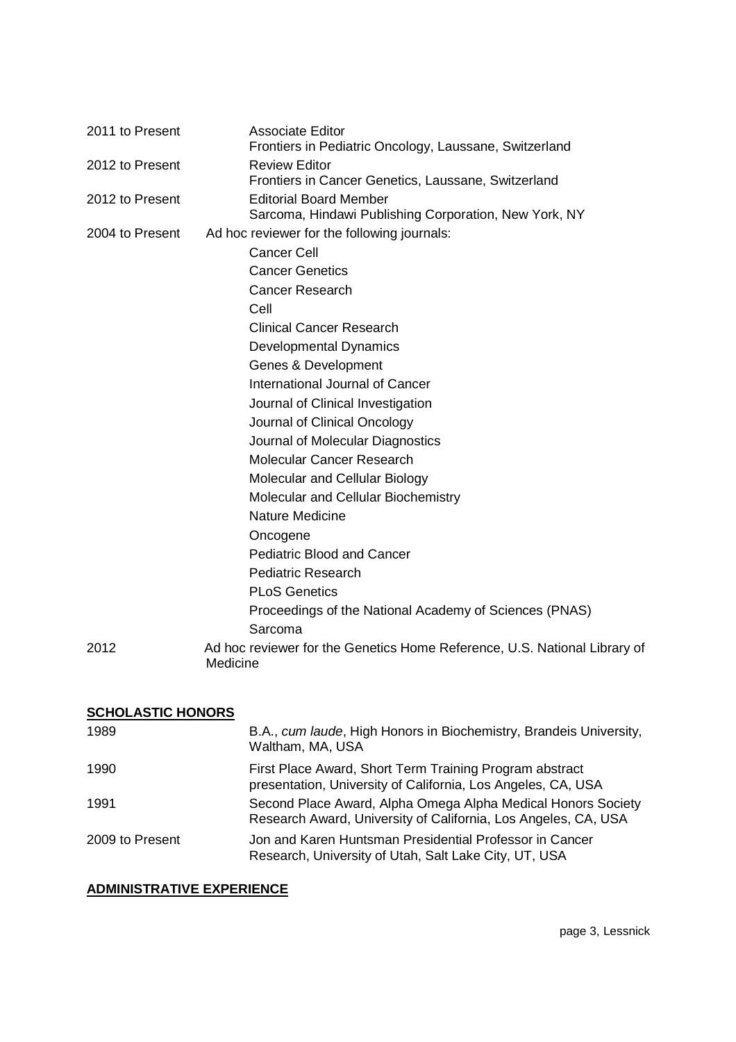| | |
|---|---|
| 2011 to Present | Associate Editor<br>Frontiers in Pediatric Oncology, Laussane, Switzerland |
| 2012 to Present | Review Editor<br>Frontiers in Cancer Genetics, Laussane, Switzerland |
| 2012 to Present | Editorial Board Member<br>Sarcoma, Hindawi Publishing Corporation, New York, NY |
| 2004 to Present | Ad hoc reviewer for the following journals:<br>Cancer Cell<br>Cancer Genetics<br>Cancer Research<br>Cell<br>Clinical Cancer Research<br>Developmental Dynamics<br>Genes & Development<br>International Journal of Cancer<br>Journal of Clinical Investigation<br>Journal of Clinical Oncology<br>Journal of Molecular Diagnostics<br>Molecular Cancer Research<br>Molecular and Cellular Biology<br>Molecular and Cellular Biochemistry<br>Nature Medicine<br>Oncogene<br>Pediatric Blood and Cancer<br>Pediatric Research<br>PLoS Genetics<br>Proceedings of the National Academy of Sciences (PNAS)<br>Sarcoma |
| 2012 | Ad hoc reviewer for the Genetics Home Reference, U.S. National Library of Medicine |

## SCHOLASTIC HONORS

| | |
|---|---|
| 1989 | B.A., *cum laude*, High Honors in Biochemistry, Brandeis University, Waltham, MA, USA |
| 1990 | First Place Award, Short Term Training Program abstract presentation, University of California, Los Angeles, CA, USA |
| 1991 | Second Place Award, Alpha Omega Alpha Medical Honors Society Research Award, University of California, Los Angeles, CA, USA |
| 2009 to Present | Jon and Karen Huntsman Presidential Professor in Cancer Research, University of Utah, Salt Lake City, UT, USA |

## ADMINISTRATIVE EXPERIENCE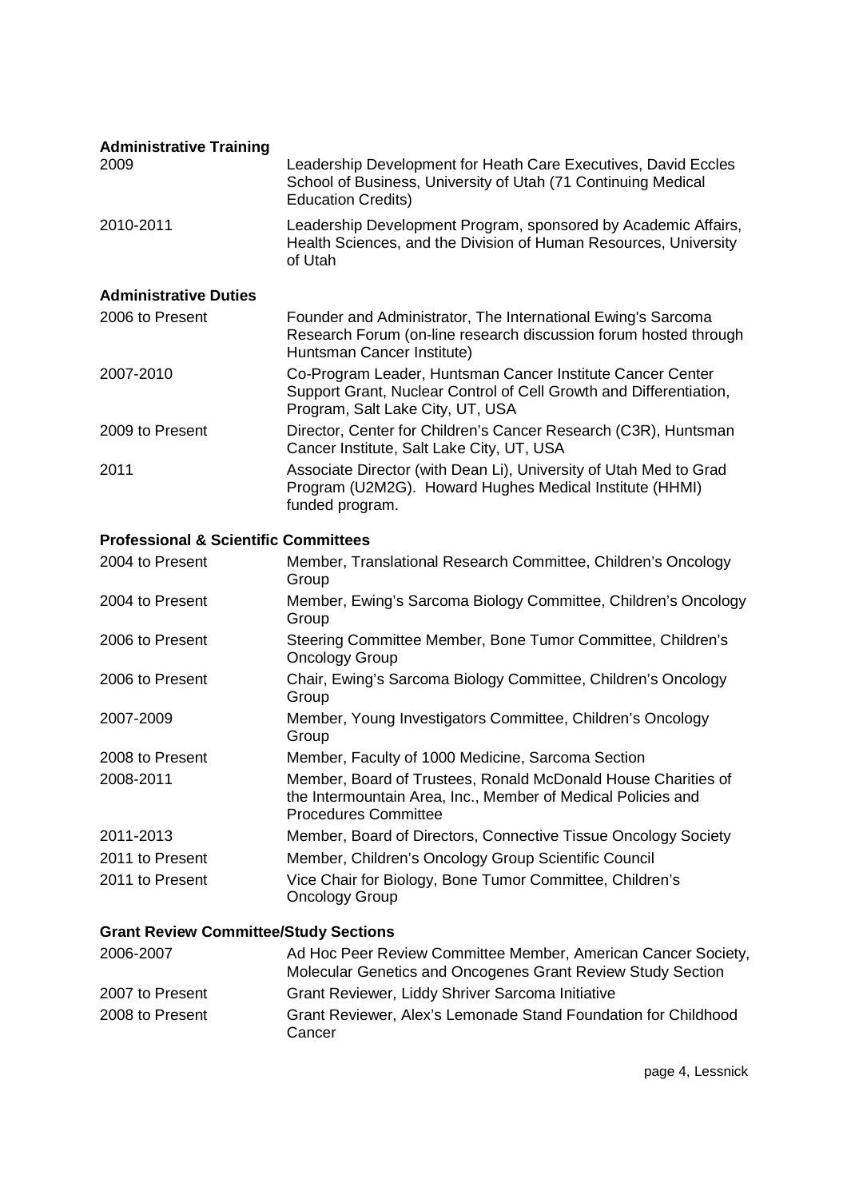### Administrative Training

| | |
|---|---|
| 2009 | Leadership Development for Heath Care Executives, David Eccles School of Business, University of Utah (71 Continuing Medical Education Credits) |
| 2010-2011 | Leadership Development Program, sponsored by Academic Affairs, Health Sciences, and the Division of Human Resources, University of Utah |

### Administrative Duties

| | |
|---|---|
| 2006 to Present | Founder and Administrator, The International Ewing's Sarcoma Research Forum (on-line research discussion forum hosted through Huntsman Cancer Institute) |
| 2007-2010 | Co-Program Leader, Huntsman Cancer Institute Cancer Center Support Grant, Nuclear Control of Cell Growth and Differentiation, Program, Salt Lake City, UT, USA |
| 2009 to Present | Director, Center for Children's Cancer Research (C3R), Huntsman Cancer Institute, Salt Lake City, UT, USA |
| 2011 | Associate Director (with Dean Li), University of Utah Med to Grad Program (U2M2G). Howard Hughes Medical Institute (HHMI) funded program. |

### Professional & Scientific Committees

| | |
|---|---|
| 2004 to Present | Member, Translational Research Committee, Children's Oncology Group |
| 2004 to Present | Member, Ewing's Sarcoma Biology Committee, Children's Oncology Group |
| 2006 to Present | Steering Committee Member, Bone Tumor Committee, Children's Oncology Group |
| 2006 to Present | Chair, Ewing's Sarcoma Biology Committee, Children's Oncology Group |
| 2007-2009 | Member, Young Investigators Committee, Children's Oncology Group |
| 2008 to Present | Member, Faculty of 1000 Medicine, Sarcoma Section |
| 2008-2011 | Member, Board of Trustees, Ronald McDonald House Charities of the Intermountain Area, Inc., Member of Medical Policies and Procedures Committee |
| 2011-2013 | Member, Board of Directors, Connective Tissue Oncology Society |
| 2011 to Present | Member, Children's Oncology Group Scientific Council |
| 2011 to Present | Vice Chair for Biology, Bone Tumor Committee, Children's Oncology Group |

### Grant Review Committee/Study Sections

| | |
|---|---|
| 2006-2007 | Ad Hoc Peer Review Committee Member, American Cancer Society, Molecular Genetics and Oncogenes Grant Review Study Section |
| 2007 to Present | Grant Reviewer, Liddy Shriver Sarcoma Initiative |
| 2008 to Present | Grant Reviewer, Alex's Lemonade Stand Foundation for Childhood Cancer |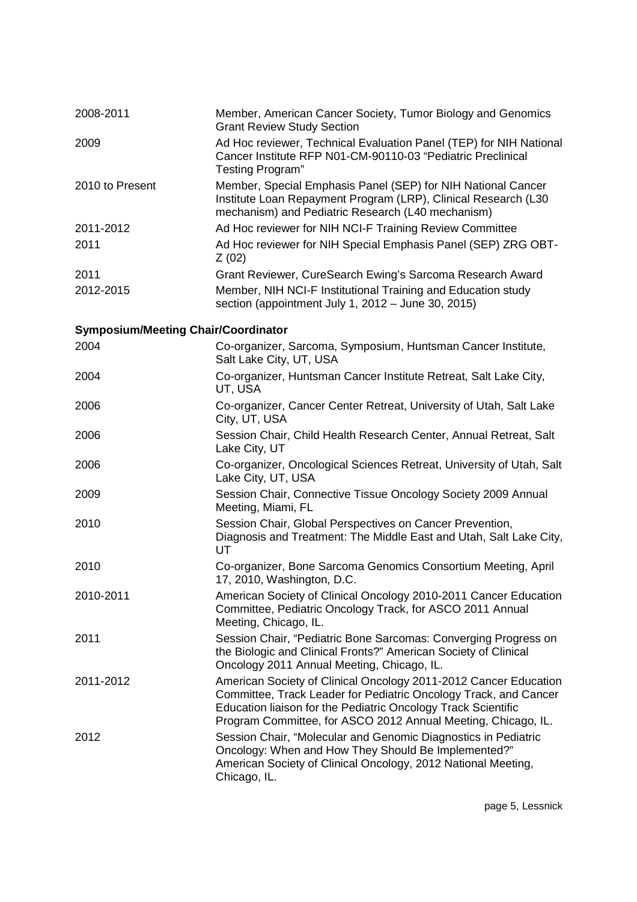| | |
|---|---|
| 2008-2011 | Member, American Cancer Society, Tumor Biology and Genomics Grant Review Study Section |
| 2009 | Ad Hoc reviewer, Technical Evaluation Panel (TEP) for NIH National Cancer Institute RFP N01-CM-90110-03 "Pediatric Preclinical Testing Program" |
| 2010 to Present | Member, Special Emphasis Panel (SEP) for NIH National Cancer Institute Loan Repayment Program (LRP), Clinical Research (L30 mechanism) and Pediatric Research (L40 mechanism) |
| 2011-2012 | Ad Hoc reviewer for NIH NCI-F Training Review Committee |
| 2011 | Ad Hoc reviewer for NIH Special Emphasis Panel (SEP) ZRG OBT-Z (02) |
| 2011 | Grant Reviewer, CureSearch Ewing's Sarcoma Research Award |
| 2012-2015 | Member, NIH NCI-F Institutional Training and Education study section (appointment July 1, 2012 – June 30, 2015) |

**Symposium/Meeting Chair/Coordinator**

| | |
|---|---|
| 2004 | Co-organizer, Sarcoma, Symposium, Huntsman Cancer Institute, Salt Lake City, UT, USA |
| 2004 | Co-organizer, Huntsman Cancer Institute Retreat, Salt Lake City, UT, USA |
| 2006 | Co-organizer, Cancer Center Retreat, University of Utah, Salt Lake City, UT, USA |
| 2006 | Session Chair, Child Health Research Center, Annual Retreat, Salt Lake City, UT |
| 2006 | Co-organizer, Oncological Sciences Retreat, University of Utah, Salt Lake City, UT, USA |
| 2009 | Session Chair, Connective Tissue Oncology Society 2009 Annual Meeting, Miami, FL |
| 2010 | Session Chair, Global Perspectives on Cancer Prevention, Diagnosis and Treatment: The Middle East and Utah, Salt Lake City, UT |
| 2010 | Co-organizer, Bone Sarcoma Genomics Consortium Meeting, April 17, 2010, Washington, D.C. |
| 2010-2011 | American Society of Clinical Oncology 2010-2011 Cancer Education Committee, Pediatric Oncology Track, for ASCO 2011 Annual Meeting, Chicago, IL. |
| 2011 | Session Chair, "Pediatric Bone Sarcomas: Converging Progress on the Biologic and Clinical Fronts?" American Society of Clinical Oncology 2011 Annual Meeting, Chicago, IL. |
| 2011-2012 | American Society of Clinical Oncology 2011-2012 Cancer Education Committee, Track Leader for Pediatric Oncology Track, and Cancer Education liaison for the Pediatric Oncology Track Scientific Program Committee, for ASCO 2012 Annual Meeting, Chicago, IL. |
| 2012 | Session Chair, "Molecular and Genomic Diagnostics in Pediatric Oncology: When and How They Should Be Implemented?" American Society of Clinical Oncology, 2012 National Meeting, Chicago, IL. |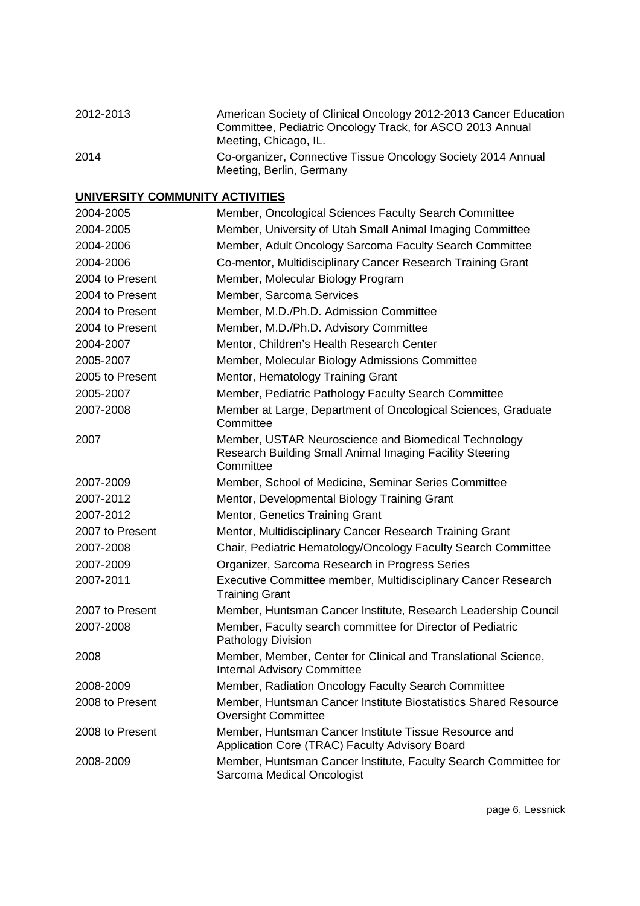| | |
|---|---|
| 2012-2013 | American Society of Clinical Oncology 2012-2013 Cancer Education Committee, Pediatric Oncology Track, for ASCO 2013 Annual Meeting, Chicago, IL. |
| 2014 | Co-organizer, Connective Tissue Oncology Society 2014 Annual Meeting, Berlin, Germany |

**UNIVERSITY COMMUNITY ACTIVITIES**

| | |
|---|---|
| 2004-2005 | Member, Oncological Sciences Faculty Search Committee |
| 2004-2005 | Member, University of Utah Small Animal Imaging Committee |
| 2004-2006 | Member, Adult Oncology Sarcoma Faculty Search Committee |
| 2004-2006 | Co-mentor, Multidisciplinary Cancer Research Training Grant |
| 2004 to Present | Member, Molecular Biology Program |
| 2004 to Present | Member, Sarcoma Services |
| 2004 to Present | Member, M.D./Ph.D. Admission Committee |
| 2004 to Present | Member, M.D./Ph.D. Advisory Committee |
| 2004-2007 | Mentor, Children's Health Research Center |
| 2005-2007 | Member, Molecular Biology Admissions Committee |
| 2005 to Present | Mentor, Hematology Training Grant |
| 2005-2007 | Member, Pediatric Pathology Faculty Search Committee |
| 2007-2008 | Member at Large, Department of Oncological Sciences, Graduate Committee |
| 2007 | Member, USTAR Neuroscience and Biomedical Technology Research Building Small Animal Imaging Facility Steering Committee |
| 2007-2009 | Member, School of Medicine, Seminar Series Committee |
| 2007-2012 | Mentor, Developmental Biology Training Grant |
| 2007-2012 | Mentor, Genetics Training Grant |
| 2007 to Present | Mentor, Multidisciplinary Cancer Research Training Grant |
| 2007-2008 | Chair, Pediatric Hematology/Oncology Faculty Search Committee |
| 2007-2009 | Organizer, Sarcoma Research in Progress Series |
| 2007-2011 | Executive Committee member, Multidisciplinary Cancer Research Training Grant |
| 2007 to Present | Member, Huntsman Cancer Institute, Research Leadership Council |
| 2007-2008 | Member, Faculty search committee for Director of Pediatric Pathology Division |
| 2008 | Member, Member, Center for Clinical and Translational Science, Internal Advisory Committee |
| 2008-2009 | Member, Radiation Oncology Faculty Search Committee |
| 2008 to Present | Member, Huntsman Cancer Institute Biostatistics Shared Resource Oversight Committee |
| 2008 to Present | Member, Huntsman Cancer Institute Tissue Resource and Application Core (TRAC) Faculty Advisory Board |
| 2008-2009 | Member, Huntsman Cancer Institute, Faculty Search Committee for Sarcoma Medical Oncologist |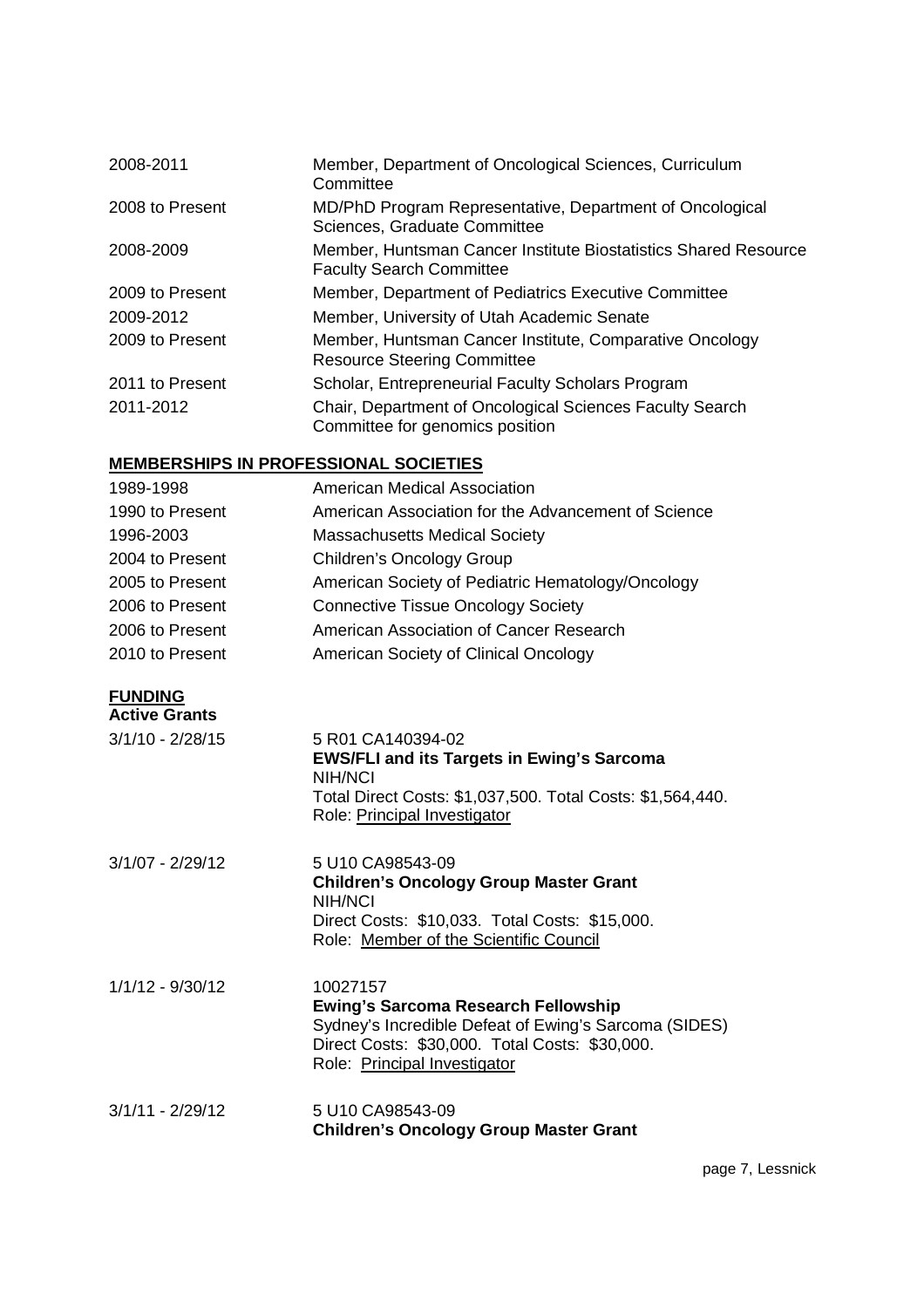| | |
|---|---|
| 2008-2011 | Member, Department of Oncological Sciences, Curriculum Committee |
| 2008 to Present | MD/PhD Program Representative, Department of Oncological Sciences, Graduate Committee |
| 2008-2009 | Member, Huntsman Cancer Institute Biostatistics Shared Resource Faculty Search Committee |
| 2009 to Present | Member, Department of Pediatrics Executive Committee |
| 2009-2012 | Member, University of Utah Academic Senate |
| 2009 to Present | Member, Huntsman Cancer Institute, Comparative Oncology Resource Steering Committee |
| 2011 to Present | Scholar, Entrepreneurial Faculty Scholars Program |
| 2011-2012 | Chair, Department of Oncological Sciences Faculty Search Committee for genomics position |

## MEMBERSHIPS IN PROFESSIONAL SOCIETIES

| | |
|---|---|
| 1989-1998 | American Medical Association |
| 1990 to Present | American Association for the Advancement of Science |
| 1996-2003 | Massachusetts Medical Society |
| 2004 to Present | Children's Oncology Group |
| 2005 to Present | American Society of Pediatric Hematology/Oncology |
| 2006 to Present | Connective Tissue Oncology Society |
| 2006 to Present | American Association of Cancer Research |
| 2010 to Present | American Society of Clinical Oncology |

## FUNDING

### Active Grants

3/1/10 - 2/28/15
5 R01 CA140394-02
**EWS/FLI and its Targets in Ewing's Sarcoma**
NIH/NCI
Total Direct Costs: $1,037,500. Total Costs: $1,564,440.
Role: Principal Investigator

3/1/07 - 2/29/12
5 U10 CA98543-09
**Children's Oncology Group Master Grant**
NIH/NCI
Direct Costs: $10,033. Total Costs: $15,000.
Role: Member of the Scientific Council

1/1/12 - 9/30/12
10027157
**Ewing's Sarcoma Research Fellowship**
Sydney's Incredible Defeat of Ewing's Sarcoma (SIDES)
Direct Costs: $30,000. Total Costs: $30,000.
Role: Principal Investigator

3/1/11 - 2/29/12
5 U10 CA98543-09
**Children's Oncology Group Master Grant**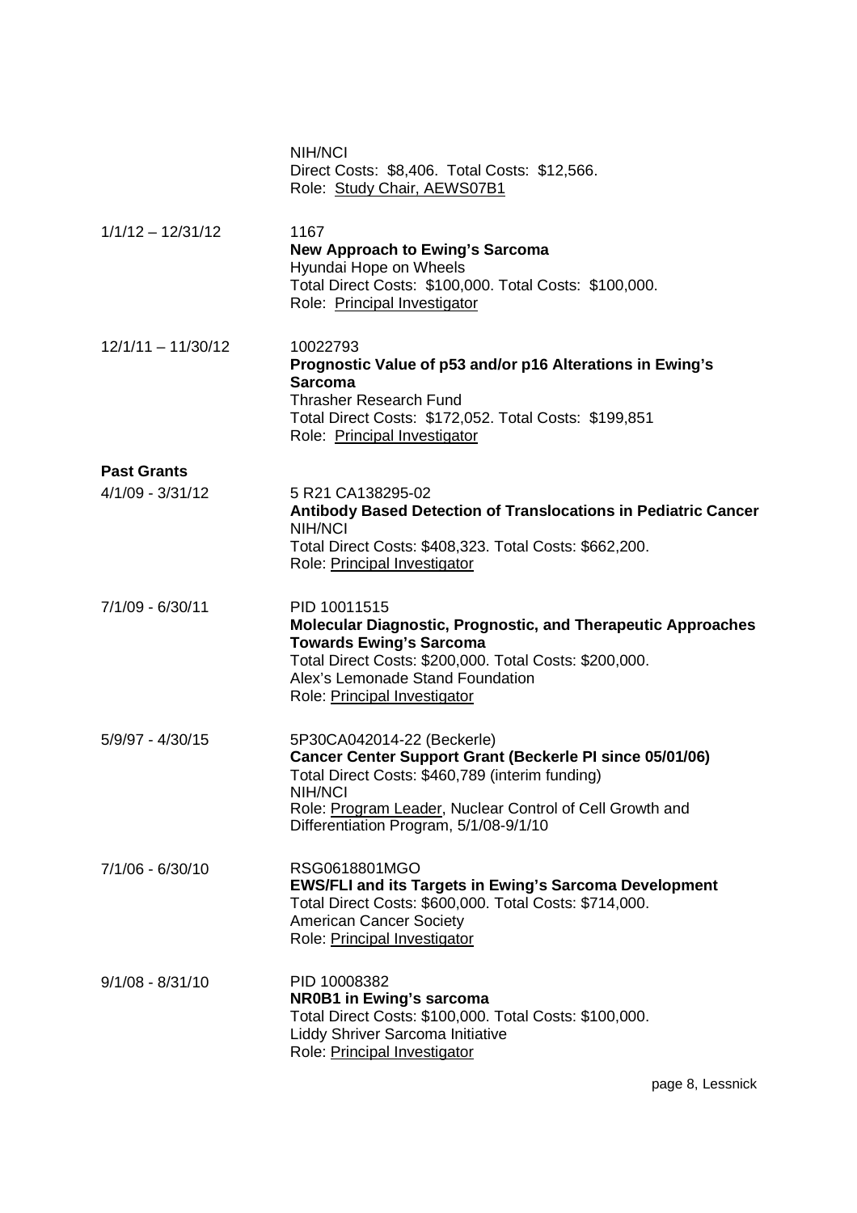NIH/NCI
Direct Costs: $8,406. Total Costs: $12,566.
Role: Study Chair, AEWS07B1

1/1/12 – 12/31/12

1167
**New Approach to Ewing's Sarcoma**
Hyundai Hope on Wheels
Total Direct Costs: $100,000. Total Costs: $100,000.
Role: Principal Investigator

12/1/11 – 11/30/12

10022793
**Prognostic Value of p53 and/or p16 Alterations in Ewing's Sarcoma**
Thrasher Research Fund
Total Direct Costs: $172,052. Total Costs: $199,851
Role: Principal Investigator

**Past Grants**

4/1/09 - 3/31/12

5 R21 CA138295-02
**Antibody Based Detection of Translocations in Pediatric Cancer**
NIH/NCI
Total Direct Costs: $408,323. Total Costs: $662,200.
Role: Principal Investigator

7/1/09 - 6/30/11

PID 10011515
**Molecular Diagnostic, Prognostic, and Therapeutic Approaches Towards Ewing's Sarcoma**
Total Direct Costs: $200,000. Total Costs: $200,000.
Alex's Lemonade Stand Foundation
Role: Principal Investigator

5/9/97 - 4/30/15

5P30CA042014-22 (Beckerle)
**Cancer Center Support Grant (Beckerle PI since 05/01/06)**
Total Direct Costs: $460,789 (interim funding)
NIH/NCI
Role: Program Leader, Nuclear Control of Cell Growth and Differentiation Program, 5/1/08-9/1/10

7/1/06 - 6/30/10

RSG0618801MGO
**EWS/FLI and its Targets in Ewing's Sarcoma Development**
Total Direct Costs: $600,000. Total Costs: $714,000.
American Cancer Society
Role: Principal Investigator

9/1/08 - 8/31/10

PID 10008382
**NR0B1 in Ewing's sarcoma**
Total Direct Costs: $100,000. Total Costs: $100,000.
Liddy Shriver Sarcoma Initiative
Role: Principal Investigator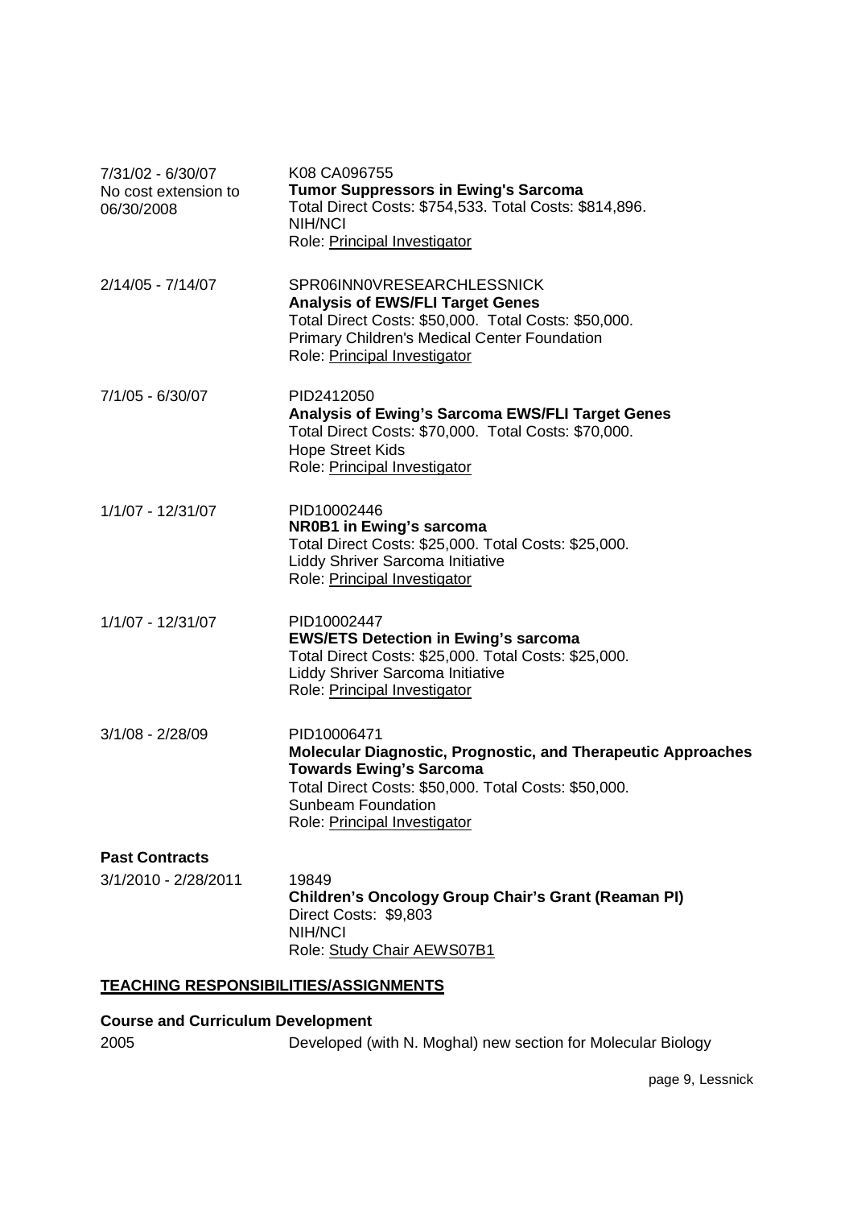7/31/02 - 6/30/07
No cost extension to 06/30/2008

K08 CA096755
**Tumor Suppressors in Ewing's Sarcoma**
Total Direct Costs: $754,533. Total Costs: $814,896.
NIH/NCI
Role: Principal Investigator

2/14/05 - 7/14/07

SPR06INN0VRESEARCHLESSNICK
**Analysis of EWS/FLI Target Genes**
Total Direct Costs: $50,000. Total Costs: $50,000.
Primary Children's Medical Center Foundation
Role: Principal Investigator

7/1/05 - 6/30/07

PID2412050
**Analysis of Ewing's Sarcoma EWS/FLI Target Genes**
Total Direct Costs: $70,000. Total Costs: $70,000.
Hope Street Kids
Role: Principal Investigator

1/1/07 - 12/31/07

PID10002446
**NR0B1 in Ewing's sarcoma**
Total Direct Costs: $25,000. Total Costs: $25,000.
Liddy Shriver Sarcoma Initiative
Role: Principal Investigator

1/1/07 - 12/31/07

PID10002447
**EWS/ETS Detection in Ewing's sarcoma**
Total Direct Costs: $25,000. Total Costs: $25,000.
Liddy Shriver Sarcoma Initiative
Role: Principal Investigator

3/1/08 - 2/28/09

PID10006471
**Molecular Diagnostic, Prognostic, and Therapeutic Approaches Towards Ewing's Sarcoma**
Total Direct Costs: $50,000. Total Costs: $50,000.
Sunbeam Foundation
Role: Principal Investigator

**Past Contracts**

3/1/2010 - 2/28/2011

19849
**Children's Oncology Group Chair's Grant (Reaman PI)**
Direct Costs: $9,803
NIH/NCI
Role: Study Chair AEWS07B1

## TEACHING RESPONSIBILITIES/ASSIGNMENTS

**Course and Curriculum Development**

2005 Developed (with N. Moghal) new section for Molecular Biology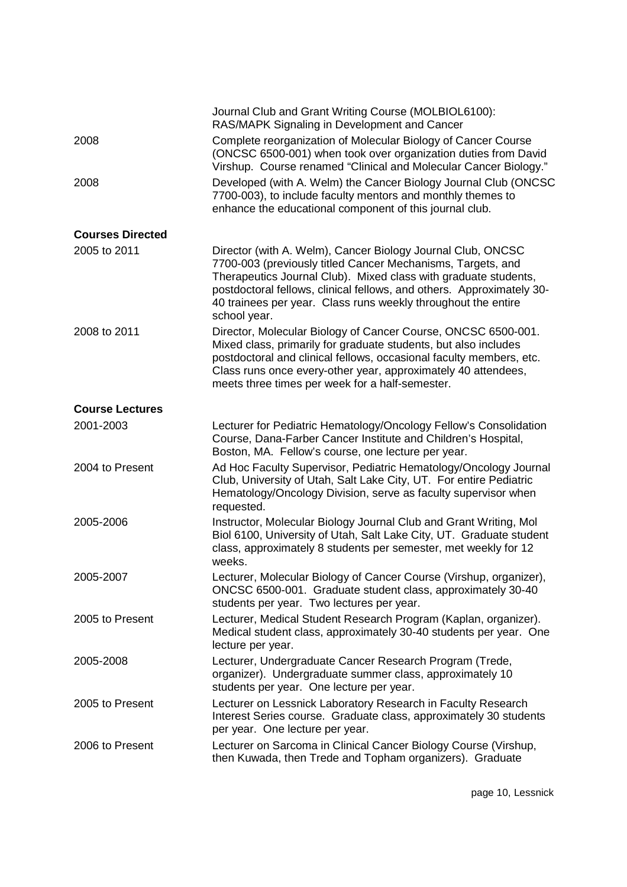| | |
|---|---|
| | Journal Club and Grant Writing Course (MOLBIOL6100): RAS/MAPK Signaling in Development and Cancer |
| 2008 | Complete reorganization of Molecular Biology of Cancer Course (ONCSC 6500-001) when took over organization duties from David Virshup. Course renamed "Clinical and Molecular Cancer Biology." |
| 2008 | Developed (with A. Welm) the Cancer Biology Journal Club (ONCSC 7700-003), to include faculty mentors and monthly themes to enhance the educational component of this journal club. |

**Courses Directed**

| | |
|---|---|
| 2005 to 2011 | Director (with A. Welm), Cancer Biology Journal Club, ONCSC 7700-003 (previously titled Cancer Mechanisms, Targets, and Therapeutics Journal Club). Mixed class with graduate students, postdoctoral fellows, clinical fellows, and others. Approximately 30-40 trainees per year. Class runs weekly throughout the entire school year. |
| 2008 to 2011 | Director, Molecular Biology of Cancer Course, ONCSC 6500-001. Mixed class, primarily for graduate students, but also includes postdoctoral and clinical fellows, occasional faculty members, etc. Class runs once every-other year, approximately 40 attendees, meets three times per week for a half-semester. |

**Course Lectures**

| | |
|---|---|
| 2001-2003 | Lecturer for Pediatric Hematology/Oncology Fellow's Consolidation Course, Dana-Farber Cancer Institute and Children's Hospital, Boston, MA. Fellow's course, one lecture per year. |
| 2004 to Present | Ad Hoc Faculty Supervisor, Pediatric Hematology/Oncology Journal Club, University of Utah, Salt Lake City, UT. For entire Pediatric Hematology/Oncology Division, serve as faculty supervisor when requested. |
| 2005-2006 | Instructor, Molecular Biology Journal Club and Grant Writing, Mol Biol 6100, University of Utah, Salt Lake City, UT. Graduate student class, approximately 8 students per semester, met weekly for 12 weeks. |
| 2005-2007 | Lecturer, Molecular Biology of Cancer Course (Virshup, organizer), ONCSC 6500-001. Graduate student class, approximately 30-40 students per year. Two lectures per year. |
| 2005 to Present | Lecturer, Medical Student Research Program (Kaplan, organizer). Medical student class, approximately 30-40 students per year. One lecture per year. |
| 2005-2008 | Lecturer, Undergraduate Cancer Research Program (Trede, organizer). Undergraduate summer class, approximately 10 students per year. One lecture per year. |
| 2005 to Present | Lecturer on Lessnick Laboratory Research in Faculty Research Interest Series course. Graduate class, approximately 30 students per year. One lecture per year. |
| 2006 to Present | Lecturer on Sarcoma in Clinical Cancer Biology Course (Virshup, then Kuwada, then Trede and Topham organizers). Graduate |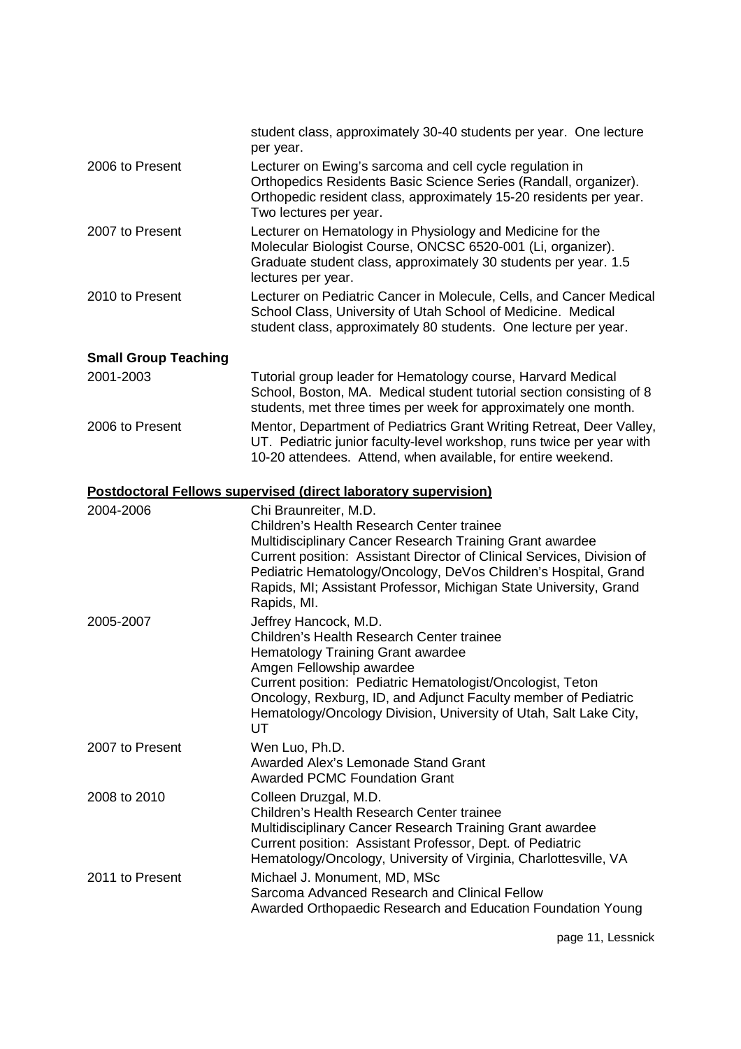| | |
|---|---|
| | student class, approximately 30-40 students per year. One lecture per year. |
| 2006 to Present | Lecturer on Ewing's sarcoma and cell cycle regulation in Orthopedics Residents Basic Science Series (Randall, organizer). Orthopedic resident class, approximately 15-20 residents per year. Two lectures per year. |
| 2007 to Present | Lecturer on Hematology in Physiology and Medicine for the Molecular Biologist Course, ONCSC 6520-001 (Li, organizer). Graduate student class, approximately 30 students per year. 1.5 lectures per year. |
| 2010 to Present | Lecturer on Pediatric Cancer in Molecule, Cells, and Cancer Medical School Class, University of Utah School of Medicine. Medical student class, approximately 80 students. One lecture per year. |

**Small Group Teaching**

| | |
|---|---|
| 2001-2003 | Tutorial group leader for Hematology course, Harvard Medical School, Boston, MA. Medical student tutorial section consisting of 8 students, met three times per week for approximately one month. |
| 2006 to Present | Mentor, Department of Pediatrics Grant Writing Retreat, Deer Valley, UT. Pediatric junior faculty-level workshop, runs twice per year with 10-20 attendees. Attend, when available, for entire weekend. |

**Postdoctoral Fellows supervised (direct laboratory supervision)**

| | |
|---|---|
| 2004-2006 | Chi Braunreiter, M.D.<br>Children's Health Research Center trainee<br>Multidisciplinary Cancer Research Training Grant awardee<br>Current position: Assistant Director of Clinical Services, Division of Pediatric Hematology/Oncology, DeVos Children's Hospital, Grand Rapids, MI; Assistant Professor, Michigan State University, Grand Rapids, MI. |
| 2005-2007 | Jeffrey Hancock, M.D.<br>Children's Health Research Center trainee<br>Hematology Training Grant awardee<br>Amgen Fellowship awardee<br>Current position: Pediatric Hematologist/Oncologist, Teton Oncology, Rexburg, ID, and Adjunct Faculty member of Pediatric Hematology/Oncology Division, University of Utah, Salt Lake City, UT |
| 2007 to Present | Wen Luo, Ph.D.<br>Awarded Alex's Lemonade Stand Grant<br>Awarded PCMC Foundation Grant |
| 2008 to 2010 | Colleen Druzgal, M.D.<br>Children's Health Research Center trainee<br>Multidisciplinary Cancer Research Training Grant awardee<br>Current position: Assistant Professor, Dept. of Pediatric Hematology/Oncology, University of Virginia, Charlottesville, VA |
| 2011 to Present | Michael J. Monument, MD, MSc<br>Sarcoma Advanced Research and Clinical Fellow<br>Awarded Orthopaedic Research and Education Foundation Young |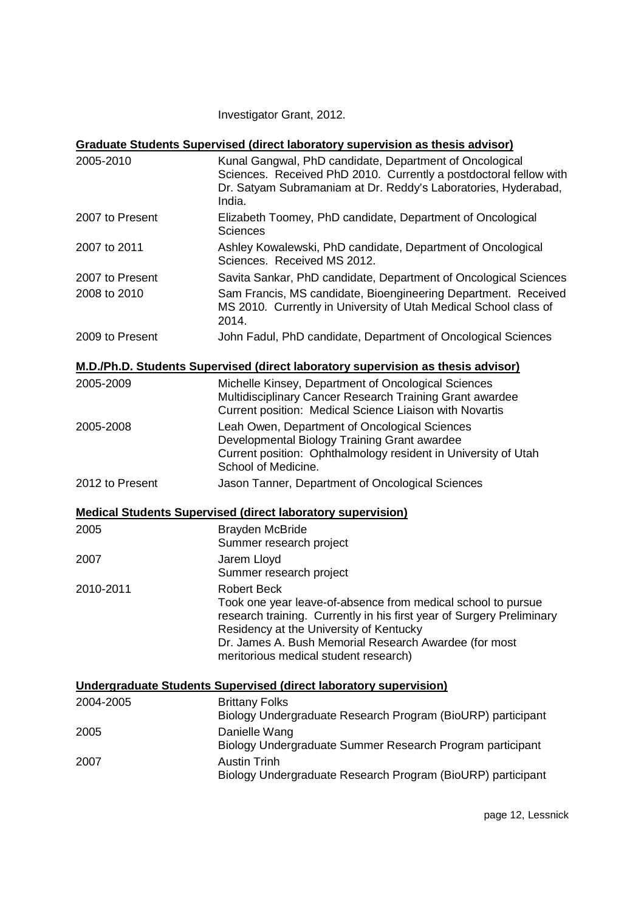Investigator Grant, 2012.

**Graduate Students Supervised (direct laboratory supervision as thesis advisor)**

| | |
|---|---|
| 2005-2010 | Kunal Gangwal, PhD candidate, Department of Oncological Sciences. Received PhD 2010. Currently a postdoctoral fellow with Dr. Satyam Subramaniam at Dr. Reddy's Laboratories, Hyderabad, India. |
| 2007 to Present | Elizabeth Toomey, PhD candidate, Department of Oncological Sciences |
| 2007 to 2011 | Ashley Kowalewski, PhD candidate, Department of Oncological Sciences. Received MS 2012. |
| 2007 to Present | Savita Sankar, PhD candidate, Department of Oncological Sciences |
| 2008 to 2010 | Sam Francis, MS candidate, Bioengineering Department. Received MS 2010. Currently in University of Utah Medical School class of 2014. |
| 2009 to Present | John Fadul, PhD candidate, Department of Oncological Sciences |

**M.D./Ph.D. Students Supervised (direct laboratory supervision as thesis advisor)**

| | |
|---|---|
| 2005-2009 | Michelle Kinsey, Department of Oncological Sciences<br>Multidisciplinary Cancer Research Training Grant awardee<br>Current position: Medical Science Liaison with Novartis |
| 2005-2008 | Leah Owen, Department of Oncological Sciences<br>Developmental Biology Training Grant awardee<br>Current position: Ophthalmology resident in University of Utah School of Medicine. |
| 2012 to Present | Jason Tanner, Department of Oncological Sciences |

**Medical Students Supervised (direct laboratory supervision)**

| | |
|---|---|
| 2005 | Brayden McBride<br>Summer research project |
| 2007 | Jarem Lloyd<br>Summer research project |
| 2010-2011 | Robert Beck<br>Took one year leave-of-absence from medical school to pursue research training. Currently in his first year of Surgery Preliminary Residency at the University of Kentucky<br>Dr. James A. Bush Memorial Research Awardee (for most meritorious medical student research) |

**Undergraduate Students Supervised (direct laboratory supervision)**

| | |
|---|---|
| 2004-2005 | Brittany Folks<br>Biology Undergraduate Research Program (BioURP) participant |
| 2005 | Danielle Wang<br>Biology Undergraduate Summer Research Program participant |
| 2007 | Austin Trinh<br>Biology Undergraduate Research Program (BioURP) participant |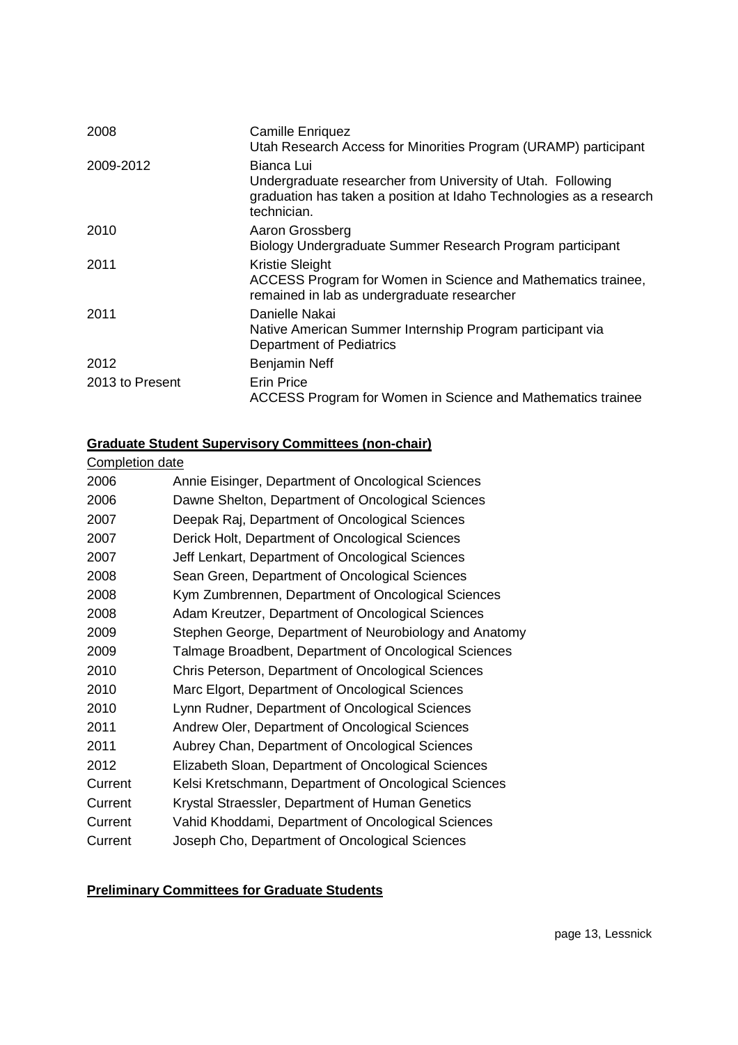| | |
|---|---|
| 2008 | Camille Enriquez<br>Utah Research Access for Minorities Program (URAMP) participant |
| 2009-2012 | Bianca Lui<br>Undergraduate researcher from University of Utah. Following graduation has taken a position at Idaho Technologies as a research technician. |
| 2010 | Aaron Grossberg<br>Biology Undergraduate Summer Research Program participant |
| 2011 | Kristie Sleight<br>ACCESS Program for Women in Science and Mathematics trainee, remained in lab as undergraduate researcher |
| 2011 | Danielle Nakai<br>Native American Summer Internship Program participant via Department of Pediatrics |
| 2012 | Benjamin Neff |
| 2013 to Present | Erin Price<br>ACCESS Program for Women in Science and Mathematics trainee |

## **Graduate Student Supervisory Committees (non-chair)**

<u>Completion date</u>

| | |
|---|---|
| 2006 | Annie Eisinger, Department of Oncological Sciences |
| 2006 | Dawne Shelton, Department of Oncological Sciences |
| 2007 | Deepak Raj, Department of Oncological Sciences |
| 2007 | Derick Holt, Department of Oncological Sciences |
| 2007 | Jeff Lenkart, Department of Oncological Sciences |
| 2008 | Sean Green, Department of Oncological Sciences |
| 2008 | Kym Zumbrennen, Department of Oncological Sciences |
| 2008 | Adam Kreutzer, Department of Oncological Sciences |
| 2009 | Stephen George, Department of Neurobiology and Anatomy |
| 2009 | Talmage Broadbent, Department of Oncological Sciences |
| 2010 | Chris Peterson, Department of Oncological Sciences |
| 2010 | Marc Elgort, Department of Oncological Sciences |
| 2010 | Lynn Rudner, Department of Oncological Sciences |
| 2011 | Andrew Oler, Department of Oncological Sciences |
| 2011 | Aubrey Chan, Department of Oncological Sciences |
| 2012 | Elizabeth Sloan, Department of Oncological Sciences |
| Current | Kelsi Kretschmann, Department of Oncological Sciences |
| Current | Krystal Straessler, Department of Human Genetics |
| Current | Vahid Khoddami, Department of Oncological Sciences |
| Current | Joseph Cho, Department of Oncological Sciences |

## **Preliminary Committees for Graduate Students**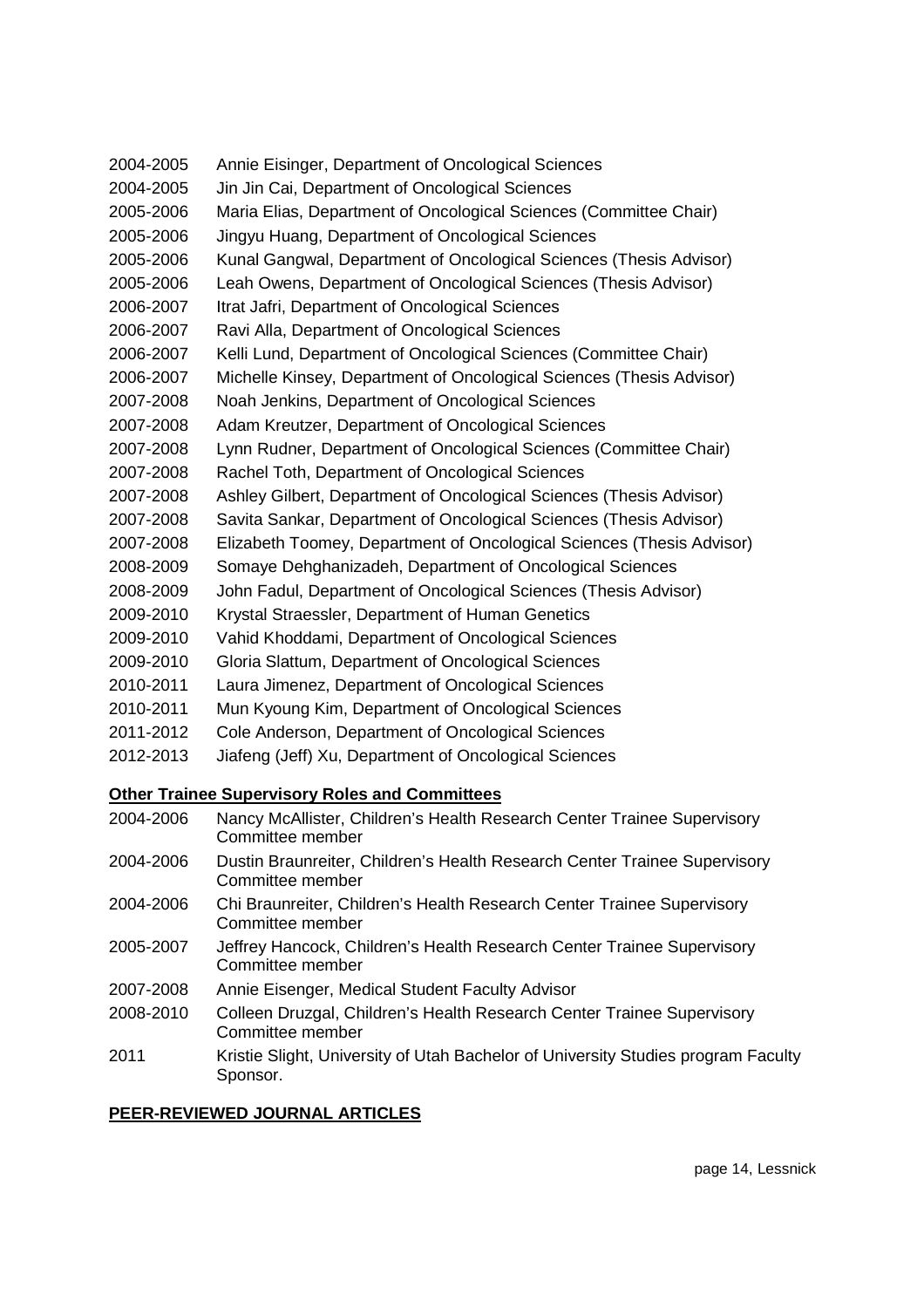2004-2005 Annie Eisinger, Department of Oncological Sciences
2004-2005 Jin Jin Cai, Department of Oncological Sciences
2005-2006 Maria Elias, Department of Oncological Sciences (Committee Chair)
2005-2006 Jingyu Huang, Department of Oncological Sciences
2005-2006 Kunal Gangwal, Department of Oncological Sciences (Thesis Advisor)
2005-2006 Leah Owens, Department of Oncological Sciences (Thesis Advisor)
2006-2007 Itrat Jafri, Department of Oncological Sciences
2006-2007 Ravi Alla, Department of Oncological Sciences
2006-2007 Kelli Lund, Department of Oncological Sciences (Committee Chair)
2006-2007 Michelle Kinsey, Department of Oncological Sciences (Thesis Advisor)
2007-2008 Noah Jenkins, Department of Oncological Sciences
2007-2008 Adam Kreutzer, Department of Oncological Sciences
2007-2008 Lynn Rudner, Department of Oncological Sciences (Committee Chair)
2007-2008 Rachel Toth, Department of Oncological Sciences
2007-2008 Ashley Gilbert, Department of Oncological Sciences (Thesis Advisor)
2007-2008 Savita Sankar, Department of Oncological Sciences (Thesis Advisor)
2007-2008 Elizabeth Toomey, Department of Oncological Sciences (Thesis Advisor)
2008-2009 Somaye Dehghanizadeh, Department of Oncological Sciences
2008-2009 John Fadul, Department of Oncological Sciences (Thesis Advisor)
2009-2010 Krystal Straessler, Department of Human Genetics
2009-2010 Vahid Khoddami, Department of Oncological Sciences
2009-2010 Gloria Slattum, Department of Oncological Sciences
2010-2011 Laura Jimenez, Department of Oncological Sciences
2010-2011 Mun Kyoung Kim, Department of Oncological Sciences
2011-2012 Cole Anderson, Department of Oncological Sciences
2012-2013 Jiafeng (Jeff) Xu, Department of Oncological Sciences

**Other Trainee Supervisory Roles and Committees**

2004-2006 Nancy McAllister, Children's Health Research Center Trainee Supervisory Committee member
2004-2006 Dustin Braunreiter, Children's Health Research Center Trainee Supervisory Committee member
2004-2006 Chi Braunreiter, Children's Health Research Center Trainee Supervisory Committee member
2005-2007 Jeffrey Hancock, Children's Health Research Center Trainee Supervisory Committee member
2007-2008 Annie Eisenger, Medical Student Faculty Advisor
2008-2010 Colleen Druzgal, Children's Health Research Center Trainee Supervisory Committee member
2011 Kristie Slight, University of Utah Bachelor of University Studies program Faculty Sponsor.

**PEER-REVIEWED JOURNAL ARTICLES**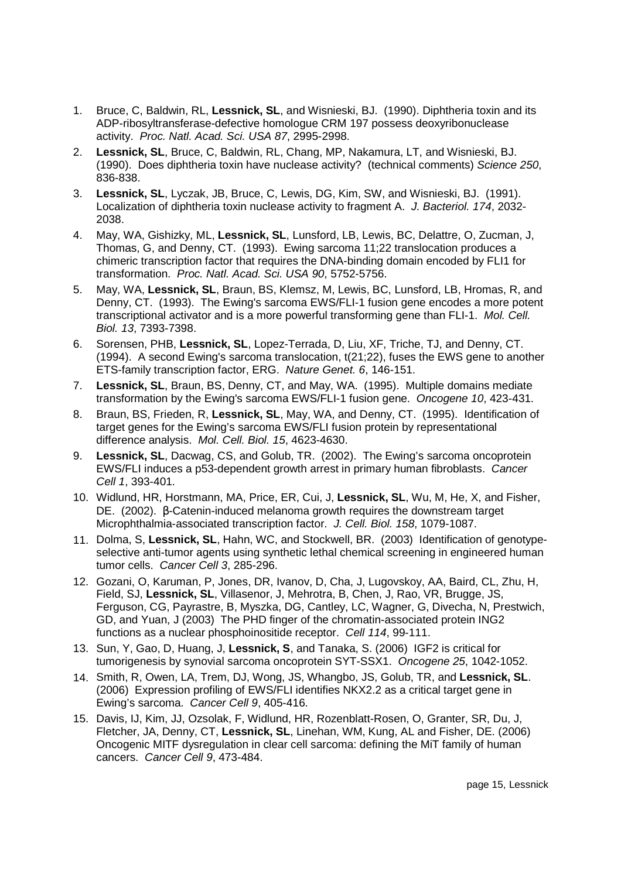1. Bruce, C, Baldwin, RL, **Lessnick, SL**, and Wisnieski, BJ. (1990). Diphtheria toxin and its ADP-ribosyltransferase-defective homologue CRM 197 possess deoxyribonuclease activity. *Proc. Natl. Acad. Sci. USA 87*, 2995-2998.
2. **Lessnick, SL**, Bruce, C, Baldwin, RL, Chang, MP, Nakamura, LT, and Wisnieski, BJ. (1990). Does diphtheria toxin have nuclease activity? (technical comments) *Science 250*, 836-838.
3. **Lessnick, SL**, Lyczak, JB, Bruce, C, Lewis, DG, Kim, SW, and Wisnieski, BJ. (1991). Localization of diphtheria toxin nuclease activity to fragment A. *J. Bacteriol. 174*, 2032-2038.
4. May, WA, Gishizky, ML, **Lessnick, SL**, Lunsford, LB, Lewis, BC, Delattre, O, Zucman, J, Thomas, G, and Denny, CT. (1993). Ewing sarcoma 11;22 translocation produces a chimeric transcription factor that requires the DNA-binding domain encoded by FLI1 for transformation. *Proc. Natl. Acad. Sci. USA 90*, 5752-5756.
5. May, WA, **Lessnick, SL**, Braun, BS, Klemsz, M, Lewis, BC, Lunsford, LB, Hromas, R, and Denny, CT. (1993). The Ewing's sarcoma EWS/FLI-1 fusion gene encodes a more potent transcriptional activator and is a more powerful transforming gene than FLI-1. *Mol. Cell. Biol. 13*, 7393-7398.
6. Sorensen, PHB, **Lessnick, SL**, Lopez-Terrada, D, Liu, XF, Triche, TJ, and Denny, CT. (1994). A second Ewing's sarcoma translocation, t(21;22), fuses the EWS gene to another ETS-family transcription factor, ERG. *Nature Genet. 6*, 146-151.
7. **Lessnick, SL**, Braun, BS, Denny, CT, and May, WA. (1995). Multiple domains mediate transformation by the Ewing's sarcoma EWS/FLI-1 fusion gene. *Oncogene 10*, 423-431.
8. Braun, BS, Frieden, R, **Lessnick, SL**, May, WA, and Denny, CT. (1995). Identification of target genes for the Ewing's sarcoma EWS/FLI fusion protein by representational difference analysis. *Mol. Cell. Biol. 15*, 4623-4630.
9. **Lessnick, SL**, Dacwag, CS, and Golub, TR. (2002). The Ewing's sarcoma oncoprotein EWS/FLI induces a p53-dependent growth arrest in primary human fibroblasts. *Cancer Cell 1*, 393-401.
10. Widlund, HR, Horstmann, MA, Price, ER, Cui, J, **Lessnick, SL**, Wu, M, He, X, and Fisher, DE. (2002). β-Catenin-induced melanoma growth requires the downstream target Microphthalmia-associated transcription factor. *J. Cell. Biol. 158*, 1079-1087.
11. Dolma, S, **Lessnick, SL**, Hahn, WC, and Stockwell, BR. (2003) Identification of genotype-selective anti-tumor agents using synthetic lethal chemical screening in engineered human tumor cells. *Cancer Cell 3*, 285-296.
12. Gozani, O, Karuman, P, Jones, DR, Ivanov, D, Cha, J, Lugovskoy, AA, Baird, CL, Zhu, H, Field, SJ, **Lessnick, SL**, Villasenor, J, Mehrotra, B, Chen, J, Rao, VR, Brugge, JS, Ferguson, CG, Payrastre, B, Myszka, DG, Cantley, LC, Wagner, G, Divecha, N, Prestwich, GD, and Yuan, J (2003) The PHD finger of the chromatin-associated protein ING2 functions as a nuclear phosphoinositide receptor. *Cell 114*, 99-111.
13. Sun, Y, Gao, D, Huang, J, **Lessnick, S**, and Tanaka, S. (2006) IGF2 is critical for tumorigenesis by synovial sarcoma oncoprotein SYT-SSX1. *Oncogene 25*, 1042-1052.
14. Smith, R, Owen, LA, Trem, DJ, Wong, JS, Whangbo, JS, Golub, TR, and **Lessnick, SL**. (2006) Expression profiling of EWS/FLI identifies NKX2.2 as a critical target gene in Ewing's sarcoma. *Cancer Cell 9*, 405-416.
15. Davis, IJ, Kim, JJ, Ozsolak, F, Widlund, HR, Rozenblatt-Rosen, O, Granter, SR, Du, J, Fletcher, JA, Denny, CT, **Lessnick, SL**, Linehan, WM, Kung, AL and Fisher, DE. (2006) Oncogenic MITF dysregulation in clear cell sarcoma: defining the MiT family of human cancers. *Cancer Cell 9*, 473-484.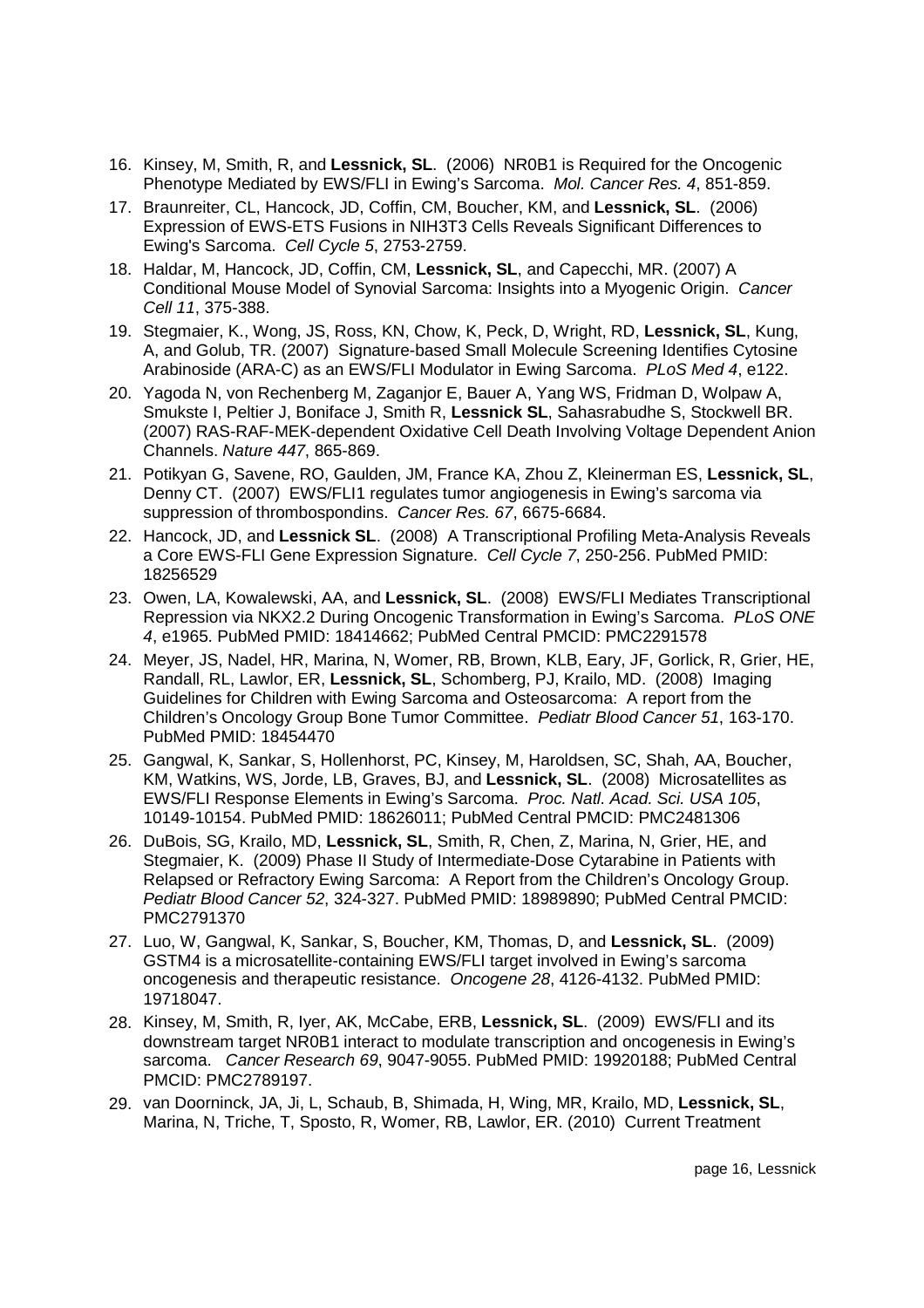16. Kinsey, M, Smith, R, and **Lessnick, SL**. (2006) NR0B1 is Required for the Oncogenic Phenotype Mediated by EWS/FLI in Ewing's Sarcoma. *Mol. Cancer Res. 4*, 851-859.
17. Braunreiter, CL, Hancock, JD, Coffin, CM, Boucher, KM, and **Lessnick, SL**. (2006) Expression of EWS-ETS Fusions in NIH3T3 Cells Reveals Significant Differences to Ewing's Sarcoma. *Cell Cycle 5*, 2753-2759.
18. Haldar, M, Hancock, JD, Coffin, CM, **Lessnick, SL**, and Capecchi, MR. (2007) A Conditional Mouse Model of Synovial Sarcoma: Insights into a Myogenic Origin. *Cancer Cell 11*, 375-388.
19. Stegmaier, K., Wong, JS, Ross, KN, Chow, K, Peck, D, Wright, RD, **Lessnick, SL**, Kung, A, and Golub, TR. (2007) Signature-based Small Molecule Screening Identifies Cytosine Arabinoside (ARA-C) as an EWS/FLI Modulator in Ewing Sarcoma. *PLoS Med 4*, e122.
20. Yagoda N, von Rechenberg M, Zaganjor E, Bauer A, Yang WS, Fridman D, Wolpaw A, Smukste I, Peltier J, Boniface J, Smith R, **Lessnick SL**, Sahasrabudhe S, Stockwell BR. (2007) RAS-RAF-MEK-dependent Oxidative Cell Death Involving Voltage Dependent Anion Channels. *Nature 447*, 865-869.
21. Potikyan G, Savene, RO, Gaulden, JM, France KA, Zhou Z, Kleinerman ES, **Lessnick, SL**, Denny CT. (2007) EWS/FLI1 regulates tumor angiogenesis in Ewing's sarcoma via suppression of thrombospondins. *Cancer Res. 67*, 6675-6684.
22. Hancock, JD, and **Lessnick SL**. (2008) A Transcriptional Profiling Meta-Analysis Reveals a Core EWS-FLI Gene Expression Signature. *Cell Cycle 7*, 250-256. PubMed PMID: 18256529
23. Owen, LA, Kowalewski, AA, and **Lessnick, SL**. (2008) EWS/FLI Mediates Transcriptional Repression via NKX2.2 During Oncogenic Transformation in Ewing's Sarcoma. *PLoS ONE 4*, e1965. PubMed PMID: 18414662; PubMed Central PMCID: PMC2291578
24. Meyer, JS, Nadel, HR, Marina, N, Womer, RB, Brown, KLB, Eary, JF, Gorlick, R, Grier, HE, Randall, RL, Lawlor, ER, **Lessnick, SL**, Schomberg, PJ, Krailo, MD. (2008) Imaging Guidelines for Children with Ewing Sarcoma and Osteosarcoma: A report from the Children's Oncology Group Bone Tumor Committee. *Pediatr Blood Cancer 51*, 163-170. PubMed PMID: 18454470
25. Gangwal, K, Sankar, S, Hollenhorst, PC, Kinsey, M, Haroldsen, SC, Shah, AA, Boucher, KM, Watkins, WS, Jorde, LB, Graves, BJ, and **Lessnick, SL**. (2008) Microsatellites as EWS/FLI Response Elements in Ewing's Sarcoma. *Proc. Natl. Acad. Sci. USA 105*, 10149-10154. PubMed PMID: 18626011; PubMed Central PMCID: PMC2481306
26. DuBois, SG, Krailo, MD, **Lessnick, SL**, Smith, R, Chen, Z, Marina, N, Grier, HE, and Stegmaier, K. (2009) Phase II Study of Intermediate-Dose Cytarabine in Patients with Relapsed or Refractory Ewing Sarcoma: A Report from the Children's Oncology Group. *Pediatr Blood Cancer 52*, 324-327. PubMed PMID: 18989890; PubMed Central PMCID: PMC2791370
27. Luo, W, Gangwal, K, Sankar, S, Boucher, KM, Thomas, D, and **Lessnick, SL**. (2009) GSTM4 is a microsatellite-containing EWS/FLI target involved in Ewing's sarcoma oncogenesis and therapeutic resistance. *Oncogene 28*, 4126-4132. PubMed PMID: 19718047.
28. Kinsey, M, Smith, R, Iyer, AK, McCabe, ERB, **Lessnick, SL**. (2009) EWS/FLI and its downstream target NR0B1 interact to modulate transcription and oncogenesis in Ewing's sarcoma. *Cancer Research 69*, 9047-9055. PubMed PMID: 19920188; PubMed Central PMCID: PMC2789197.
29. van Doorninck, JA, Ji, L, Schaub, B, Shimada, H, Wing, MR, Krailo, MD, **Lessnick, SL**, Marina, N, Triche, T, Sposto, R, Womer, RB, Lawlor, ER. (2010) Current Treatment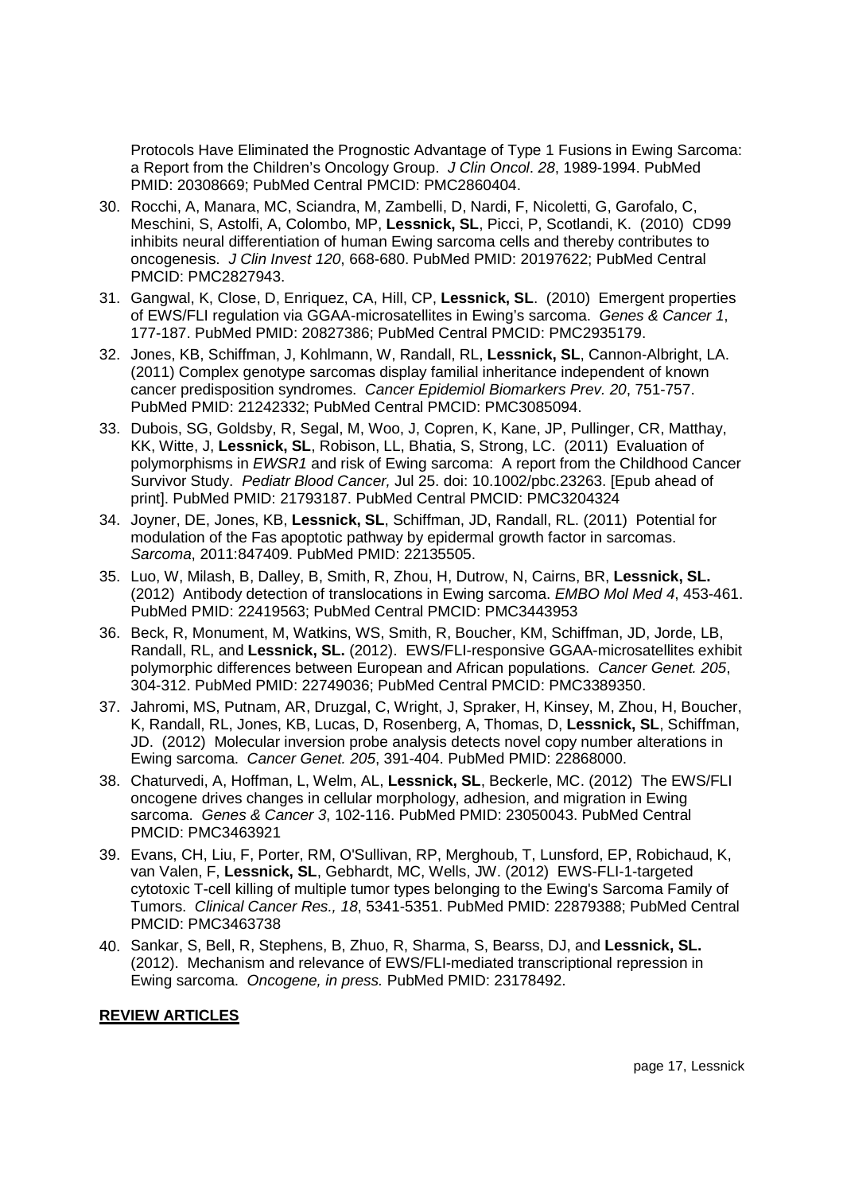Protocols Have Eliminated the Prognostic Advantage of Type 1 Fusions in Ewing Sarcoma: a Report from the Children's Oncology Group. *J Clin Oncol*. *28*, 1989-1994. PubMed PMID: 20308669; PubMed Central PMCID: PMC2860404.

30. Rocchi, A, Manara, MC, Sciandra, M, Zambelli, D, Nardi, F, Nicoletti, G, Garofalo, C, Meschini, S, Astolfi, A, Colombo, MP, **Lessnick, SL**, Picci, P, Scotlandi, K. (2010) CD99 inhibits neural differentiation of human Ewing sarcoma cells and thereby contributes to oncogenesis. *J Clin Invest 120*, 668-680. PubMed PMID: 20197622; PubMed Central PMCID: PMC2827943.
31. Gangwal, K, Close, D, Enriquez, CA, Hill, CP, **Lessnick, SL**. (2010) Emergent properties of EWS/FLI regulation via GGAA-microsatellites in Ewing's sarcoma. *Genes & Cancer 1*, 177-187. PubMed PMID: 20827386; PubMed Central PMCID: PMC2935179.
32. Jones, KB, Schiffman, J, Kohlmann, W, Randall, RL, **Lessnick, SL**, Cannon-Albright, LA. (2011) Complex genotype sarcomas display familial inheritance independent of known cancer predisposition syndromes. *Cancer Epidemiol Biomarkers Prev. 20*, 751-757. PubMed PMID: 21242332; PubMed Central PMCID: PMC3085094.
33. Dubois, SG, Goldsby, R, Segal, M, Woo, J, Copren, K, Kane, JP, Pullinger, CR, Matthay, KK, Witte, J, **Lessnick, SL**, Robison, LL, Bhatia, S, Strong, LC. (2011) Evaluation of polymorphisms in *EWSR1* and risk of Ewing sarcoma: A report from the Childhood Cancer Survivor Study. *Pediatr Blood Cancer,* Jul 25. doi: 10.1002/pbc.23263. [Epub ahead of print]. PubMed PMID: 21793187. PubMed Central PMCID: PMC3204324
34. Joyner, DE, Jones, KB, **Lessnick, SL**, Schiffman, JD, Randall, RL. (2011) Potential for modulation of the Fas apoptotic pathway by epidermal growth factor in sarcomas. *Sarcoma*, 2011:847409. PubMed PMID: 22135505.
35. Luo, W, Milash, B, Dalley, B, Smith, R, Zhou, H, Dutrow, N, Cairns, BR, **Lessnick, SL.** (2012) Antibody detection of translocations in Ewing sarcoma. *EMBO Mol Med 4*, 453-461. PubMed PMID: 22419563; PubMed Central PMCID: PMC3443953
36. Beck, R, Monument, M, Watkins, WS, Smith, R, Boucher, KM, Schiffman, JD, Jorde, LB, Randall, RL, and **Lessnick, SL.** (2012). EWS/FLI-responsive GGAA-microsatellites exhibit polymorphic differences between European and African populations. *Cancer Genet. 205*, 304-312. PubMed PMID: 22749036; PubMed Central PMCID: PMC3389350.
37. Jahromi, MS, Putnam, AR, Druzgal, C, Wright, J, Spraker, H, Kinsey, M, Zhou, H, Boucher, K, Randall, RL, Jones, KB, Lucas, D, Rosenberg, A, Thomas, D, **Lessnick, SL**, Schiffman, JD. (2012) Molecular inversion probe analysis detects novel copy number alterations in Ewing sarcoma. *Cancer Genet. 205*, 391-404. PubMed PMID: 22868000.
38. Chaturvedi, A, Hoffman, L, Welm, AL, **Lessnick, SL**, Beckerle, MC. (2012) The EWS/FLI oncogene drives changes in cellular morphology, adhesion, and migration in Ewing sarcoma. *Genes & Cancer 3*, 102-116. PubMed PMID: 23050043. PubMed Central PMCID: PMC3463921
39. Evans, CH, Liu, F, Porter, RM, O'Sullivan, RP, Merghoub, T, Lunsford, EP, Robichaud, K, van Valen, F, **Lessnick, SL**, Gebhardt, MC, Wells, JW. (2012) EWS-FLI-1-targeted cytotoxic T-cell killing of multiple tumor types belonging to the Ewing's Sarcoma Family of Tumors. *Clinical Cancer Res., 18*, 5341-5351. PubMed PMID: 22879388; PubMed Central PMCID: PMC3463738
40. Sankar, S, Bell, R, Stephens, B, Zhuo, R, Sharma, S, Bearss, DJ, and **Lessnick, SL.** (2012). Mechanism and relevance of EWS/FLI-mediated transcriptional repression in Ewing sarcoma. *Oncogene, in press.* PubMed PMID: 23178492.

**REVIEW ARTICLES**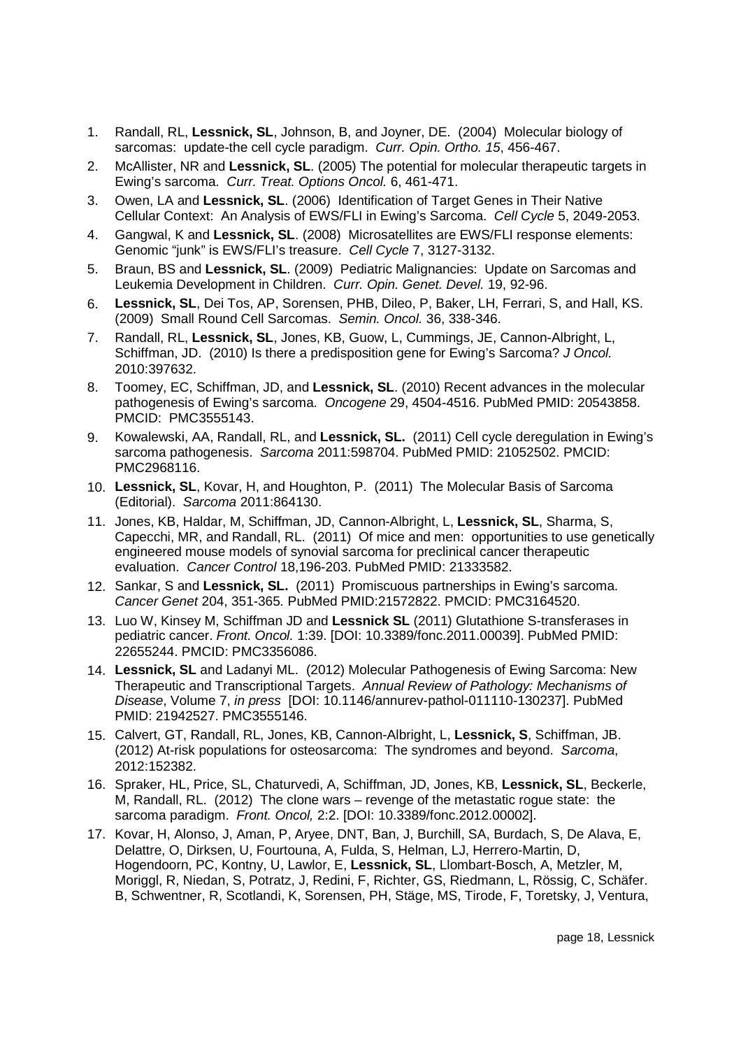1. Randall, RL, **Lessnick, SL**, Johnson, B, and Joyner, DE. (2004) Molecular biology of sarcomas: update-the cell cycle paradigm. *Curr. Opin. Ortho. 15*, 456-467.
2. McAllister, NR and **Lessnick, SL**. (2005) The potential for molecular therapeutic targets in Ewing's sarcoma. *Curr. Treat. Options Oncol.* 6, 461-471.
3. Owen, LA and **Lessnick, SL**. (2006) Identification of Target Genes in Their Native Cellular Context: An Analysis of EWS/FLI in Ewing's Sarcoma. *Cell Cycle* 5, 2049-2053.
4. Gangwal, K and **Lessnick, SL**. (2008) Microsatellites are EWS/FLI response elements: Genomic "junk" is EWS/FLI's treasure. *Cell Cycle* 7, 3127-3132.
5. Braun, BS and **Lessnick, SL**. (2009) Pediatric Malignancies: Update on Sarcomas and Leukemia Development in Children. *Curr. Opin. Genet. Devel.* 19, 92-96.
6. **Lessnick, SL**, Dei Tos, AP, Sorensen, PHB, Dileo, P, Baker, LH, Ferrari, S, and Hall, KS. (2009) Small Round Cell Sarcomas. *Semin. Oncol.* 36, 338-346.
7. Randall, RL, **Lessnick, SL**, Jones, KB, Guow, L, Cummings, JE, Cannon-Albright, L, Schiffman, JD. (2010) Is there a predisposition gene for Ewing's Sarcoma? *J Oncol.* 2010:397632.
8. Toomey, EC, Schiffman, JD, and **Lessnick, SL**. (2010) Recent advances in the molecular pathogenesis of Ewing's sarcoma. *Oncogene* 29, 4504-4516. PubMed PMID: 20543858. PMCID: PMC3555143.
9. Kowalewski, AA, Randall, RL, and **Lessnick, SL.** (2011) Cell cycle deregulation in Ewing's sarcoma pathogenesis. *Sarcoma* 2011:598704. PubMed PMID: 21052502. PMCID: PMC2968116.
10. **Lessnick, SL**, Kovar, H, and Houghton, P. (2011) The Molecular Basis of Sarcoma (Editorial). *Sarcoma* 2011:864130.
11. Jones, KB, Haldar, M, Schiffman, JD, Cannon-Albright, L, **Lessnick, SL**, Sharma, S, Capecchi, MR, and Randall, RL. (2011) Of mice and men: opportunities to use genetically engineered mouse models of synovial sarcoma for preclinical cancer therapeutic evaluation. *Cancer Control* 18,196-203. PubMed PMID: 21333582.
12. Sankar, S and **Lessnick, SL.** (2011) Promiscuous partnerships in Ewing's sarcoma. *Cancer Genet* 204, 351-365. PubMed PMID:21572822. PMCID: PMC3164520.
13. Luo W, Kinsey M, Schiffman JD and **Lessnick SL** (2011) Glutathione S-transferases in pediatric cancer. *Front. Oncol.* 1:39. [DOI: 10.3389/fonc.2011.00039]. PubMed PMID: 22655244. PMCID: PMC3356086.
14. **Lessnick, SL** and Ladanyi ML. (2012) Molecular Pathogenesis of Ewing Sarcoma: New Therapeutic and Transcriptional Targets. *Annual Review of Pathology: Mechanisms of Disease*, Volume 7, *in press* [DOI: 10.1146/annurev-pathol-011110-130237]. PubMed PMID: 21942527. PMC3555146.
15. Calvert, GT, Randall, RL, Jones, KB, Cannon-Albright, L, **Lessnick, S**, Schiffman, JB. (2012) At-risk populations for osteosarcoma: The syndromes and beyond. *Sarcoma*, 2012:152382.
16. Spraker, HL, Price, SL, Chaturvedi, A, Schiffman, JD, Jones, KB, **Lessnick, SL**, Beckerle, M, Randall, RL. (2012) The clone wars – revenge of the metastatic rogue state: the sarcoma paradigm. *Front. Oncol,* 2:2. [DOI: 10.3389/fonc.2012.00002].
17. Kovar, H, Alonso, J, Aman, P, Aryee, DNT, Ban, J, Burchill, SA, Burdach, S, De Alava, E, Delattre, O, Dirksen, U, Fourtouna, A, Fulda, S, Helman, LJ, Herrero-Martin, D, Hogendoorn, PC, Kontny, U, Lawlor, E, **Lessnick, SL**, Llombart-Bosch, A, Metzler, M, Moriggl, R, Niedan, S, Potratz, J, Redini, F, Richter, GS, Riedmann, L, Rössig, C, Schäfer. B, Schwentner, R, Scotlandi, K, Sorensen, PH, Stäge, MS, Tirode, F, Toretsky, J, Ventura,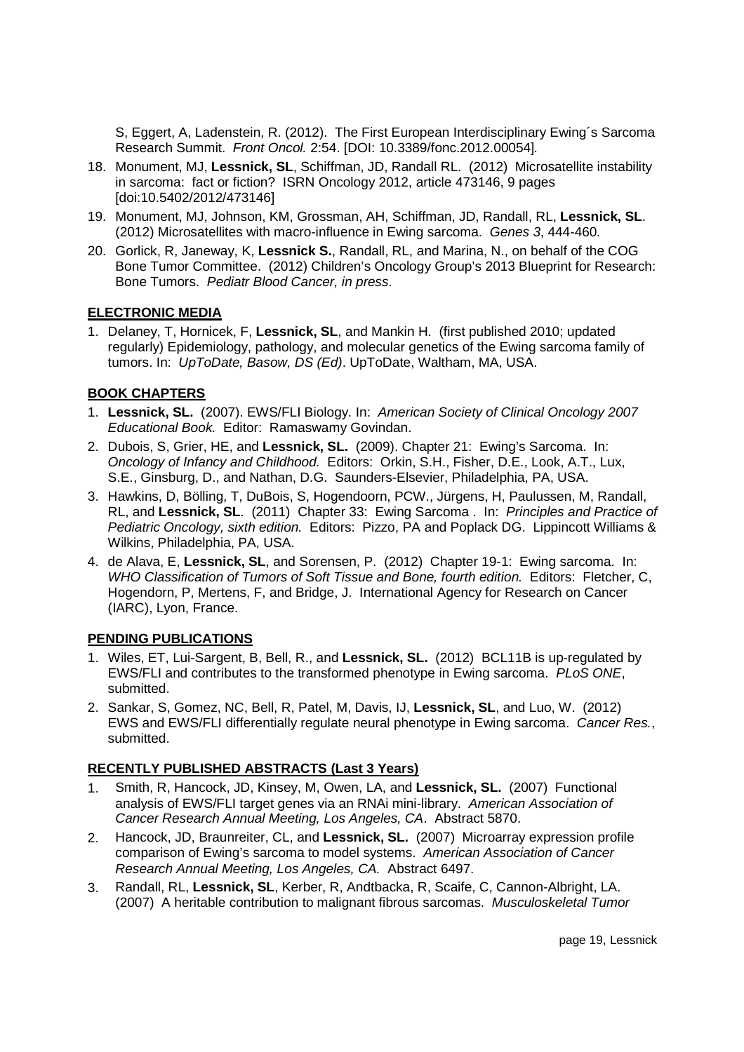S, Eggert, A, Ladenstein, R. (2012). The First European Interdisciplinary Ewing´s Sarcoma Research Summit. *Front Oncol.* 2:54. [DOI: 10.3389/fonc.2012.00054].

18. Monument, MJ, **Lessnick, SL**, Schiffman, JD, Randall RL. (2012) Microsatellite instability in sarcoma: fact or fiction? ISRN Oncology 2012, article 473146, 9 pages [doi:10.5402/2012/473146]
19. Monument, MJ, Johnson, KM, Grossman, AH, Schiffman, JD, Randall, RL, **Lessnick, SL**. (2012) Microsatellites with macro-influence in Ewing sarcoma. *Genes 3*, 444-460.
20. Gorlick, R, Janeway, K, **Lessnick S.**, Randall, RL, and Marina, N., on behalf of the COG Bone Tumor Committee. (2012) Children's Oncology Group's 2013 Blueprint for Research: Bone Tumors. *Pediatr Blood Cancer, in press*.

## ELECTRONIC MEDIA

1. Delaney, T, Hornicek, F, **Lessnick, SL**, and Mankin H. (first published 2010; updated regularly) Epidemiology, pathology, and molecular genetics of the Ewing sarcoma family of tumors. In: *UpToDate, Basow, DS (Ed)*. UpToDate, Waltham, MA, USA.

## BOOK CHAPTERS

1. **Lessnick, SL.** (2007). EWS/FLI Biology. In: *American Society of Clinical Oncology 2007 Educational Book.* Editor: Ramaswamy Govindan.
2. Dubois, S, Grier, HE, and **Lessnick, SL.** (2009). Chapter 21: Ewing's Sarcoma. In: *Oncology of Infancy and Childhood.* Editors: Orkin, S.H., Fisher, D.E., Look, A.T., Lux, S.E., Ginsburg, D., and Nathan, D.G. Saunders-Elsevier, Philadelphia, PA, USA.
3. Hawkins, D, Bölling, T, DuBois, S, Hogendoorn, PCW., Jürgens, H, Paulussen, M, Randall, RL, and **Lessnick, SL**. (2011) Chapter 33: Ewing Sarcoma . In: *Principles and Practice of Pediatric Oncology, sixth edition.* Editors: Pizzo, PA and Poplack DG. Lippincott Williams & Wilkins, Philadelphia, PA, USA.
4. de Alava, E, **Lessnick, SL**, and Sorensen, P. (2012) Chapter 19-1: Ewing sarcoma. In: *WHO Classification of Tumors of Soft Tissue and Bone, fourth edition.* Editors: Fletcher, C, Hogendorn, P, Mertens, F, and Bridge, J. International Agency for Research on Cancer (IARC), Lyon, France.

## PENDING PUBLICATIONS

1. Wiles, ET, Lui-Sargent, B, Bell, R., and **Lessnick, SL.** (2012) BCL11B is up-regulated by EWS/FLI and contributes to the transformed phenotype in Ewing sarcoma. *PLoS ONE*, submitted.
2. Sankar, S, Gomez, NC, Bell, R, Patel, M, Davis, IJ, **Lessnick, SL**, and Luo, W. (2012) EWS and EWS/FLI differentially regulate neural phenotype in Ewing sarcoma. *Cancer Res.*, submitted.

## RECENTLY PUBLISHED ABSTRACTS (Last 3 Years)

1. Smith, R, Hancock, JD, Kinsey, M, Owen, LA, and **Lessnick, SL.** (2007) Functional analysis of EWS/FLI target genes via an RNAi mini-library. *American Association of Cancer Research Annual Meeting, Los Angeles, CA*. Abstract 5870.
2. Hancock, JD, Braunreiter, CL, and **Lessnick, SL.** (2007) Microarray expression profile comparison of Ewing's sarcoma to model systems. *American Association of Cancer Research Annual Meeting, Los Angeles, CA.* Abstract 6497.
3. Randall, RL, **Lessnick, SL**, Kerber, R, Andtbacka, R, Scaife, C, Cannon-Albright, LA. (2007) A heritable contribution to malignant fibrous sarcomas. *Musculoskeletal Tumor*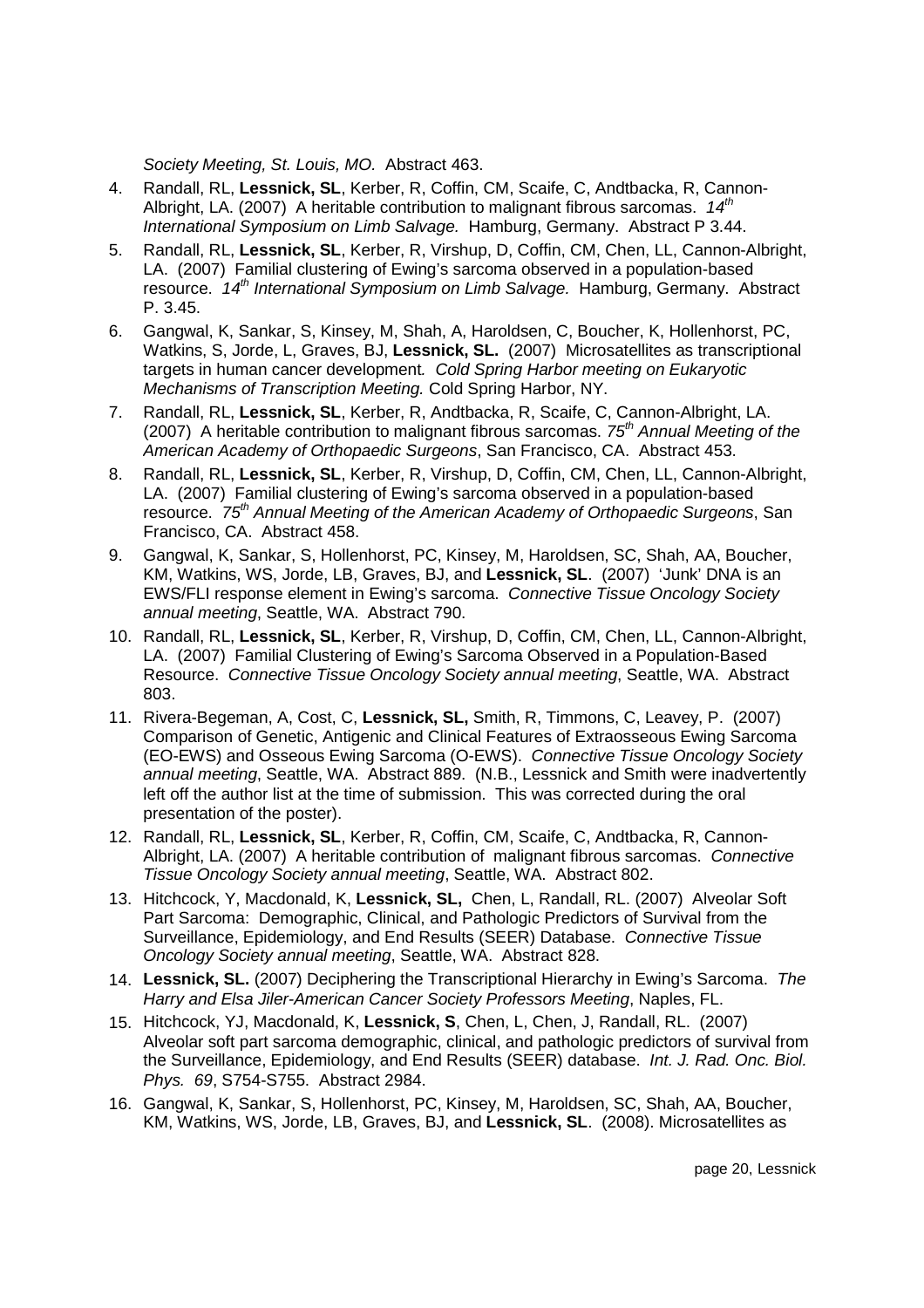*Society Meeting, St. Louis, MO.* Abstract 463.

4. Randall, RL, **Lessnick, SL**, Kerber, R, Coffin, CM, Scaife, C, Andtbacka, R, Cannon-Albright, LA. (2007) A heritable contribution to malignant fibrous sarcomas. *14th International Symposium on Limb Salvage.* Hamburg, Germany. Abstract P 3.44.
5. Randall, RL, **Lessnick, SL**, Kerber, R, Virshup, D, Coffin, CM, Chen, LL, Cannon-Albright, LA. (2007) Familial clustering of Ewing's sarcoma observed in a population-based resource. *14th International Symposium on Limb Salvage.* Hamburg, Germany. Abstract P. 3.45.
6. Gangwal, K, Sankar, S, Kinsey, M, Shah, A, Haroldsen, C, Boucher, K, Hollenhorst, PC, Watkins, S, Jorde, L, Graves, BJ, **Lessnick, SL.** (2007) Microsatellites as transcriptional targets in human cancer development*. Cold Spring Harbor meeting on Eukaryotic Mechanisms of Transcription Meeting.* Cold Spring Harbor, NY.
7. Randall, RL, **Lessnick, SL**, Kerber, R, Andtbacka, R, Scaife, C, Cannon-Albright, LA. (2007) A heritable contribution to malignant fibrous sarcomas. *75th Annual Meeting of the American Academy of Orthopaedic Surgeons*, San Francisco, CA. Abstract 453.
8. Randall, RL, **Lessnick, SL**, Kerber, R, Virshup, D, Coffin, CM, Chen, LL, Cannon-Albright, LA. (2007) Familial clustering of Ewing's sarcoma observed in a population-based resource. *75th Annual Meeting of the American Academy of Orthopaedic Surgeons*, San Francisco, CA. Abstract 458.
9. Gangwal, K, Sankar, S, Hollenhorst, PC, Kinsey, M, Haroldsen, SC, Shah, AA, Boucher, KM, Watkins, WS, Jorde, LB, Graves, BJ, and **Lessnick, SL**. (2007) 'Junk' DNA is an EWS/FLI response element in Ewing's sarcoma. *Connective Tissue Oncology Society annual meeting*, Seattle, WA. Abstract 790.
10. Randall, RL, **Lessnick, SL**, Kerber, R, Virshup, D, Coffin, CM, Chen, LL, Cannon-Albright, LA. (2007) Familial Clustering of Ewing's Sarcoma Observed in a Population-Based Resource. *Connective Tissue Oncology Society annual meeting*, Seattle, WA. Abstract 803.
11. Rivera-Begeman, A, Cost, C, **Lessnick, SL,** Smith, R, Timmons, C, Leavey, P. (2007) Comparison of Genetic, Antigenic and Clinical Features of Extraosseous Ewing Sarcoma (EO-EWS) and Osseous Ewing Sarcoma (O-EWS). *Connective Tissue Oncology Society annual meeting*, Seattle, WA. Abstract 889. (N.B., Lessnick and Smith were inadvertently left off the author list at the time of submission. This was corrected during the oral presentation of the poster).
12. Randall, RL, **Lessnick, SL**, Kerber, R, Coffin, CM, Scaife, C, Andtbacka, R, Cannon-Albright, LA. (2007) A heritable contribution of malignant fibrous sarcomas. *Connective Tissue Oncology Society annual meeting*, Seattle, WA. Abstract 802.
13. Hitchcock, Y, Macdonald, K, **Lessnick, SL,** Chen, L, Randall, RL. (2007) Alveolar Soft Part Sarcoma: Demographic, Clinical, and Pathologic Predictors of Survival from the Surveillance, Epidemiology, and End Results (SEER) Database. *Connective Tissue Oncology Society annual meeting*, Seattle, WA. Abstract 828.
14. **Lessnick, SL.** (2007) Deciphering the Transcriptional Hierarchy in Ewing's Sarcoma. *The Harry and Elsa Jiler-American Cancer Society Professors Meeting*, Naples, FL.
15. Hitchcock, YJ, Macdonald, K, **Lessnick, S**, Chen, L, Chen, J, Randall, RL. (2007) Alveolar soft part sarcoma demographic, clinical, and pathologic predictors of survival from the Surveillance, Epidemiology, and End Results (SEER) database. *Int. J. Rad. Onc. Biol. Phys. 69*, S754-S755. Abstract 2984.
16. Gangwal, K, Sankar, S, Hollenhorst, PC, Kinsey, M, Haroldsen, SC, Shah, AA, Boucher, KM, Watkins, WS, Jorde, LB, Graves, BJ, and **Lessnick, SL**. (2008). Microsatellites as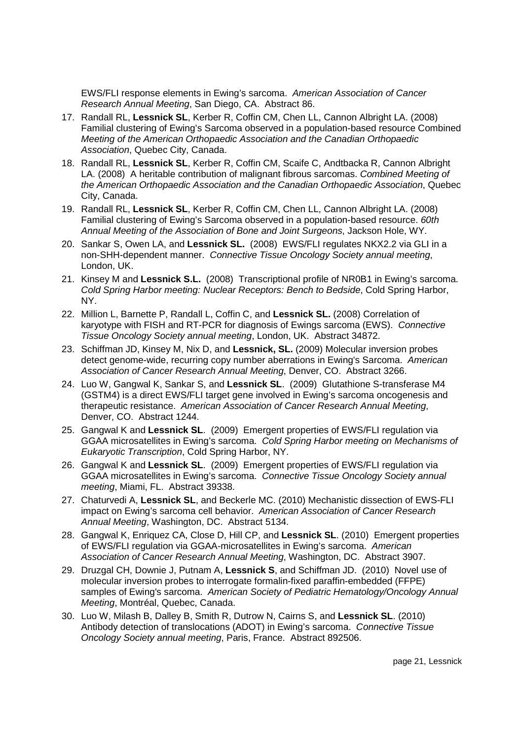EWS/FLI response elements in Ewing's sarcoma. *American Association of Cancer Research Annual Meeting*, San Diego, CA. Abstract 86.

17. Randall RL, **Lessnick SL**, Kerber R, Coffin CM, Chen LL, Cannon Albright LA. (2008) Familial clustering of Ewing's Sarcoma observed in a population-based resource Combined *Meeting of the American Orthopaedic Association and the Canadian Orthopaedic Association*, Quebec City, Canada.
18. Randall RL, **Lessnick SL**, Kerber R, Coffin CM, Scaife C, Andtbacka R, Cannon Albright LA. (2008) A heritable contribution of malignant fibrous sarcomas. *Combined Meeting of the American Orthopaedic Association and the Canadian Orthopaedic Association*, Quebec City, Canada.
19. Randall RL, **Lessnick SL**, Kerber R, Coffin CM, Chen LL, Cannon Albright LA. (2008) Familial clustering of Ewing's Sarcoma observed in a population-based resource. *60th Annual Meeting of the Association of Bone and Joint Surgeons*, Jackson Hole, WY.
20. Sankar S, Owen LA, and **Lessnick SL.** (2008) EWS/FLI regulates NKX2.2 via GLI in a non-SHH-dependent manner. *Connective Tissue Oncology Society annual meeting*, London, UK.
21. Kinsey M and **Lessnick S.L.** (2008) Transcriptional profile of NR0B1 in Ewing's sarcoma. *Cold Spring Harbor meeting: Nuclear Receptors: Bench to Bedside*, Cold Spring Harbor, NY.
22. Million L, Barnette P, Randall L, Coffin C, and **Lessnick SL.** (2008) Correlation of karyotype with FISH and RT-PCR for diagnosis of Ewings sarcoma (EWS). *Connective Tissue Oncology Society annual meeting*, London, UK. Abstract 34872.
23. Schiffman JD, Kinsey M, Nix D, and **Lessnick, SL.** (2009) Molecular inversion probes detect genome-wide, recurring copy number aberrations in Ewing's Sarcoma. *American Association of Cancer Research Annual Meeting*, Denver, CO. Abstract 3266.
24. Luo W, Gangwal K, Sankar S, and **Lessnick SL**. (2009) Glutathione S-transferase M4 (GSTM4) is a direct EWS/FLI target gene involved in Ewing's sarcoma oncogenesis and therapeutic resistance. *American Association of Cancer Research Annual Meeting*, Denver, CO. Abstract 1244.
25. Gangwal K and **Lessnick SL**. (2009) Emergent properties of EWS/FLI regulation via GGAA microsatellites in Ewing's sarcoma. *Cold Spring Harbor meeting on Mechanisms of Eukaryotic Transcription*, Cold Spring Harbor, NY.
26. Gangwal K and **Lessnick SL**. (2009) Emergent properties of EWS/FLI regulation via GGAA microsatellites in Ewing's sarcoma. *Connective Tissue Oncology Society annual meeting*, Miami, FL. Abstract 39338.
27. Chaturvedi A, **Lessnick SL**, and Beckerle MC. (2010) Mechanistic dissection of EWS-FLI impact on Ewing's sarcoma cell behavior. *American Association of Cancer Research Annual Meeting*, Washington, DC. Abstract 5134.
28. Gangwal K, Enriquez CA, Close D, Hill CP, and **Lessnick SL**. (2010) Emergent properties of EWS/FLI regulation via GGAA-microsatellites in Ewing's sarcoma. *American Association of Cancer Research Annual Meeting*, Washington, DC. Abstract 3907.
29. Druzgal CH, Downie J, Putnam A, **Lessnick S**, and Schiffman JD. (2010) Novel use of molecular inversion probes to interrogate formalin-fixed paraffin-embedded (FFPE) samples of Ewing's sarcoma. *American Society of Pediatric Hematology/Oncology Annual Meeting*, Montréal, Quebec, Canada.
30. Luo W, Milash B, Dalley B, Smith R, Dutrow N, Cairns S, and **Lessnick SL**. (2010) Antibody detection of translocations (ADOT) in Ewing's sarcoma. *Connective Tissue Oncology Society annual meeting*, Paris, France. Abstract 892506.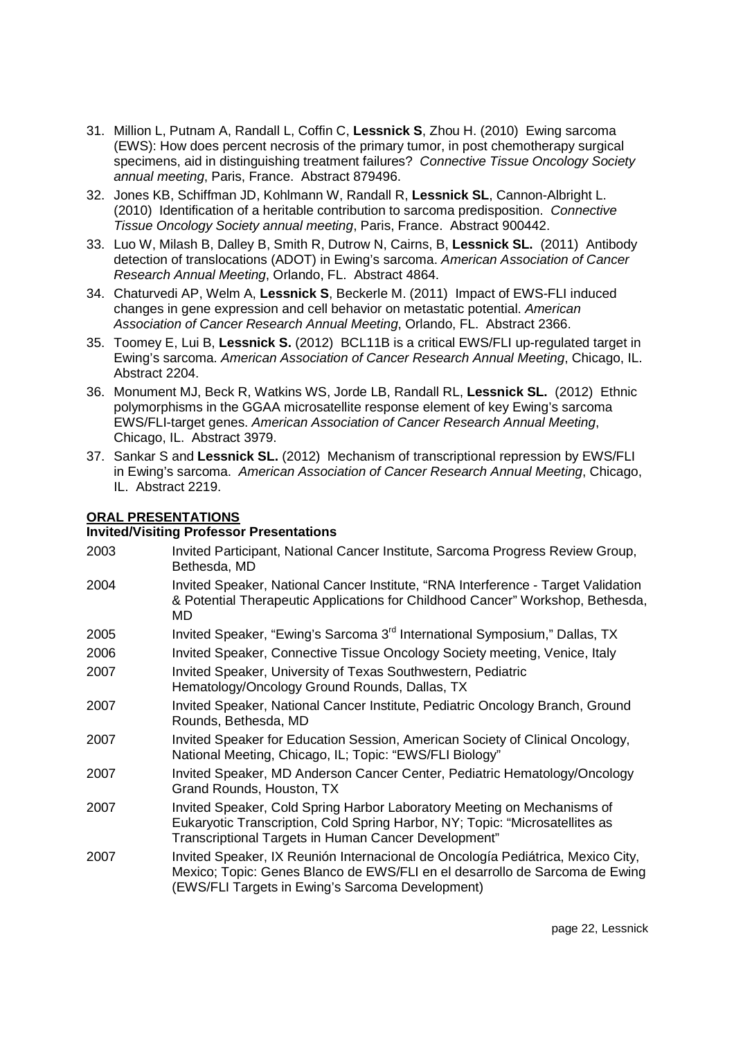31. Million L, Putnam A, Randall L, Coffin C, **Lessnick S**, Zhou H. (2010) Ewing sarcoma (EWS): How does percent necrosis of the primary tumor, in post chemotherapy surgical specimens, aid in distinguishing treatment failures? *Connective Tissue Oncology Society annual meeting*, Paris, France. Abstract 879496.
32. Jones KB, Schiffman JD, Kohlmann W, Randall R, **Lessnick SL**, Cannon-Albright L. (2010) Identification of a heritable contribution to sarcoma predisposition. *Connective Tissue Oncology Society annual meeting*, Paris, France. Abstract 900442.
33. Luo W, Milash B, Dalley B, Smith R, Dutrow N, Cairns, B, **Lessnick SL.** (2011) Antibody detection of translocations (ADOT) in Ewing's sarcoma. *American Association of Cancer Research Annual Meeting*, Orlando, FL. Abstract 4864.
34. Chaturvedi AP, Welm A, **Lessnick S**, Beckerle M. (2011) Impact of EWS-FLI induced changes in gene expression and cell behavior on metastatic potential. *American Association of Cancer Research Annual Meeting*, Orlando, FL. Abstract 2366.
35. Toomey E, Lui B, **Lessnick S.** (2012) BCL11B is a critical EWS/FLI up-regulated target in Ewing's sarcoma. *American Association of Cancer Research Annual Meeting*, Chicago, IL. Abstract 2204.
36. Monument MJ, Beck R, Watkins WS, Jorde LB, Randall RL, **Lessnick SL.** (2012) Ethnic polymorphisms in the GGAA microsatellite response element of key Ewing's sarcoma EWS/FLI-target genes. *American Association of Cancer Research Annual Meeting*, Chicago, IL. Abstract 3979.
37. Sankar S and **Lessnick SL.** (2012) Mechanism of transcriptional repression by EWS/FLI in Ewing's sarcoma. *American Association of Cancer Research Annual Meeting*, Chicago, IL. Abstract 2219.

## ORAL PRESENTATIONS

### Invited/Visiting Professor Presentations

| | |
|---|---|
| 2003 | Invited Participant, National Cancer Institute, Sarcoma Progress Review Group, Bethesda, MD |
| 2004 | Invited Speaker, National Cancer Institute, "RNA Interference - Target Validation & Potential Therapeutic Applications for Childhood Cancer" Workshop, Bethesda, MD |
| 2005 | Invited Speaker, "Ewing's Sarcoma 3rd International Symposium," Dallas, TX |
| 2006 | Invited Speaker, Connective Tissue Oncology Society meeting, Venice, Italy |
| 2007 | Invited Speaker, University of Texas Southwestern, Pediatric Hematology/Oncology Ground Rounds, Dallas, TX |
| 2007 | Invited Speaker, National Cancer Institute, Pediatric Oncology Branch, Ground Rounds, Bethesda, MD |
| 2007 | Invited Speaker for Education Session, American Society of Clinical Oncology, National Meeting, Chicago, IL; Topic: "EWS/FLI Biology" |
| 2007 | Invited Speaker, MD Anderson Cancer Center, Pediatric Hematology/Oncology Grand Rounds, Houston, TX |
| 2007 | Invited Speaker, Cold Spring Harbor Laboratory Meeting on Mechanisms of Eukaryotic Transcription, Cold Spring Harbor, NY; Topic: "Microsatellites as Transcriptional Targets in Human Cancer Development" |
| 2007 | Invited Speaker, IX Reunión Internacional de Oncología Pediátrica, Mexico City, Mexico; Topic: Genes Blanco de EWS/FLI en el desarrollo de Sarcoma de Ewing (EWS/FLI Targets in Ewing's Sarcoma Development) |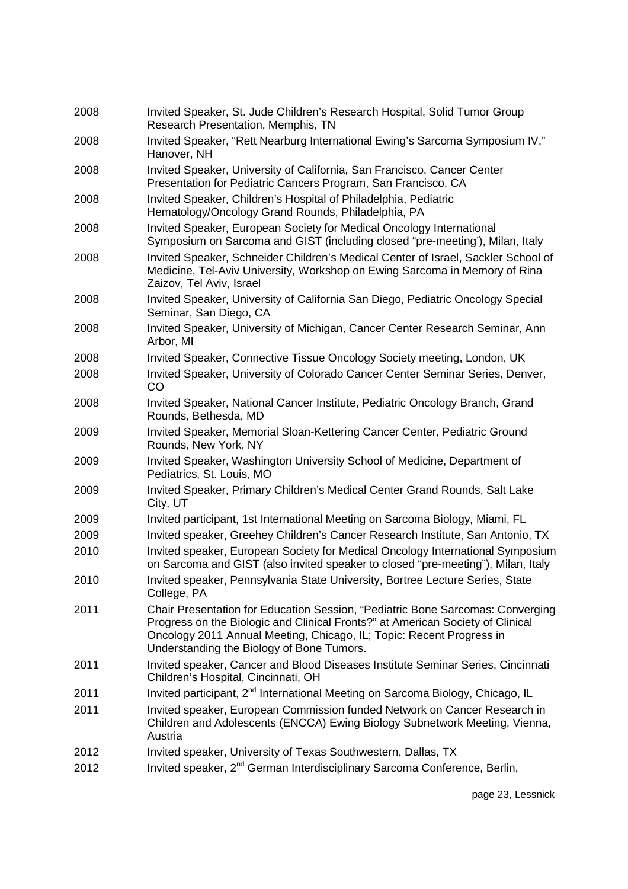| | |
|---|---|
| 2008 | Invited Speaker, St. Jude Children's Research Hospital, Solid Tumor Group Research Presentation, Memphis, TN |
| 2008 | Invited Speaker, "Rett Nearburg International Ewing's Sarcoma Symposium IV," Hanover, NH |
| 2008 | Invited Speaker, University of California, San Francisco, Cancer Center Presentation for Pediatric Cancers Program, San Francisco, CA |
| 2008 | Invited Speaker, Children's Hospital of Philadelphia, Pediatric Hematology/Oncology Grand Rounds, Philadelphia, PA |
| 2008 | Invited Speaker, European Society for Medical Oncology International Symposium on Sarcoma and GIST (including closed "pre-meeting'), Milan, Italy |
| 2008 | Invited Speaker, Schneider Children's Medical Center of Israel, Sackler School of Medicine, Tel-Aviv University, Workshop on Ewing Sarcoma in Memory of Rina Zaizov, Tel Aviv, Israel |
| 2008 | Invited Speaker, University of California San Diego, Pediatric Oncology Special Seminar, San Diego, CA |
| 2008 | Invited Speaker, University of Michigan, Cancer Center Research Seminar, Ann Arbor, MI |
| 2008 | Invited Speaker, Connective Tissue Oncology Society meeting, London, UK |
| 2008 | Invited Speaker, University of Colorado Cancer Center Seminar Series, Denver, CO |
| 2008 | Invited Speaker, National Cancer Institute, Pediatric Oncology Branch, Grand Rounds, Bethesda, MD |
| 2009 | Invited Speaker, Memorial Sloan-Kettering Cancer Center, Pediatric Ground Rounds, New York, NY |
| 2009 | Invited Speaker, Washington University School of Medicine, Department of Pediatrics, St. Louis, MO |
| 2009 | Invited Speaker, Primary Children's Medical Center Grand Rounds, Salt Lake City, UT |
| 2009 | Invited participant, 1st International Meeting on Sarcoma Biology, Miami, FL |
| 2009 | Invited speaker, Greehey Children's Cancer Research Institute, San Antonio, TX |
| 2010 | Invited speaker, European Society for Medical Oncology International Symposium on Sarcoma and GIST (also invited speaker to closed "pre-meeting"), Milan, Italy |
| 2010 | Invited speaker, Pennsylvania State University, Bortree Lecture Series, State College, PA |
| 2011 | Chair Presentation for Education Session, "Pediatric Bone Sarcomas: Converging Progress on the Biologic and Clinical Fronts?" at American Society of Clinical Oncology 2011 Annual Meeting, Chicago, IL; Topic: Recent Progress in Understanding the Biology of Bone Tumors. |
| 2011 | Invited speaker, Cancer and Blood Diseases Institute Seminar Series, Cincinnati Children's Hospital, Cincinnati, OH |
| 2011 | Invited participant, 2nd International Meeting on Sarcoma Biology, Chicago, IL |
| 2011 | Invited speaker, European Commission funded Network on Cancer Research in Children and Adolescents (ENCCA) Ewing Biology Subnetwork Meeting, Vienna, Austria |
| 2012 | Invited speaker, University of Texas Southwestern, Dallas, TX |
| 2012 | Invited speaker, 2nd German Interdisciplinary Sarcoma Conference, Berlin, |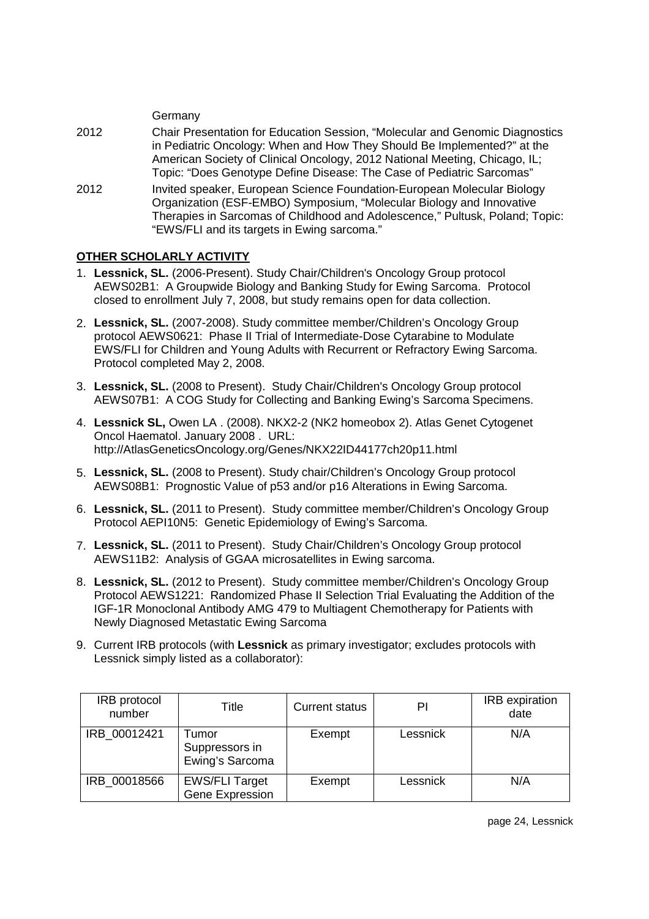Germany

2012 Chair Presentation for Education Session, "Molecular and Genomic Diagnostics in Pediatric Oncology: When and How They Should Be Implemented?" at the American Society of Clinical Oncology, 2012 National Meeting, Chicago, IL; Topic: "Does Genotype Define Disease: The Case of Pediatric Sarcomas"

2012 Invited speaker, European Science Foundation-European Molecular Biology Organization (ESF-EMBO) Symposium, "Molecular Biology and Innovative Therapies in Sarcomas of Childhood and Adolescence," Pultusk, Poland; Topic: "EWS/FLI and its targets in Ewing sarcoma."

## OTHER SCHOLARLY ACTIVITY

1. **Lessnick, SL.** (2006-Present). Study Chair/Children's Oncology Group protocol AEWS02B1: A Groupwide Biology and Banking Study for Ewing Sarcoma. Protocol closed to enrollment July 7, 2008, but study remains open for data collection.
2. **Lessnick, SL.** (2007-2008). Study committee member/Children's Oncology Group protocol AEWS0621: Phase II Trial of Intermediate-Dose Cytarabine to Modulate EWS/FLI for Children and Young Adults with Recurrent or Refractory Ewing Sarcoma. Protocol completed May 2, 2008.
3. **Lessnick, SL.** (2008 to Present). Study Chair/Children's Oncology Group protocol AEWS07B1: A COG Study for Collecting and Banking Ewing's Sarcoma Specimens.
4. **Lessnick SL,** Owen LA . (2008). NKX2-2 (NK2 homeobox 2). Atlas Genet Cytogenet Oncol Haematol. January 2008 . URL: http://AtlasGeneticsOncology.org/Genes/NKX22ID44177ch20p11.html
5. **Lessnick, SL.** (2008 to Present). Study chair/Children's Oncology Group protocol AEWS08B1: Prognostic Value of p53 and/or p16 Alterations in Ewing Sarcoma.
6. **Lessnick, SL.** (2011 to Present). Study committee member/Children's Oncology Group Protocol AEPI10N5: Genetic Epidemiology of Ewing's Sarcoma.
7. **Lessnick, SL.** (2011 to Present). Study Chair/Children's Oncology Group protocol AEWS11B2: Analysis of GGAA microsatellites in Ewing sarcoma.
8. **Lessnick, SL.** (2012 to Present). Study committee member/Children's Oncology Group Protocol AEWS1221: Randomized Phase II Selection Trial Evaluating the Addition of the IGF-1R Monoclonal Antibody AMG 479 to Multiagent Chemotherapy for Patients with Newly Diagnosed Metastatic Ewing Sarcoma
9. Current IRB protocols (with **Lessnick** as primary investigator; excludes protocols with Lessnick simply listed as a collaborator):

| IRB protocol number | Title | Current status | PI | IRB expiration date |
|---|---|---|---|---|
| IRB_00012421 | Tumor Suppressors in Ewing's Sarcoma | Exempt | Lessnick | N/A |
| IRB_00018566 | EWS/FLI Target Gene Expression | Exempt | Lessnick | N/A |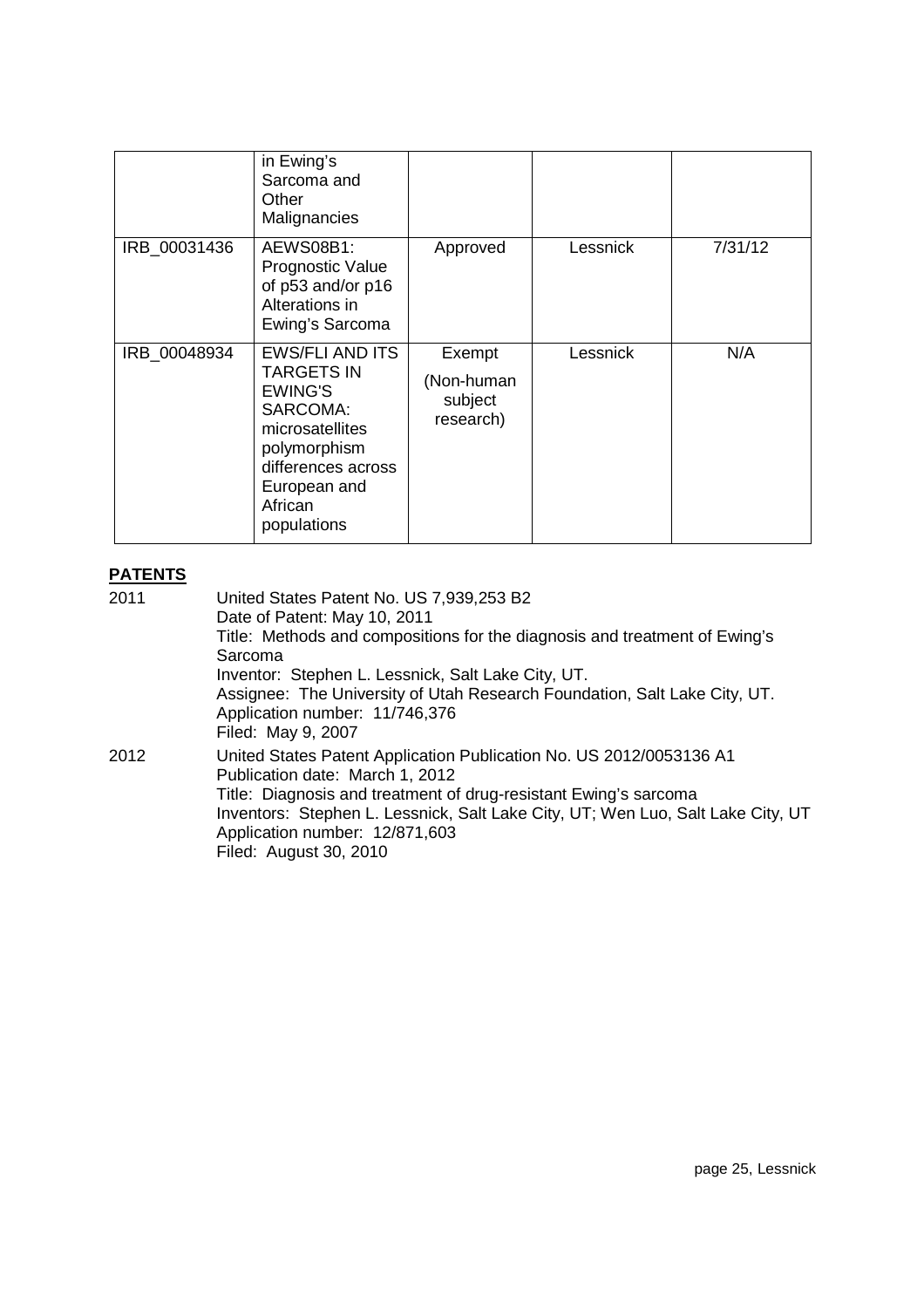| | | | | |
|---|---|---|---|---|
| | in Ewing's Sarcoma and Other Malignancies | | | |
| IRB_00031436 | AEWS08B1: Prognostic Value of p53 and/or p16 Alterations in Ewing's Sarcoma | Approved | Lessnick | 7/31/12 |
| IRB_00048934 | EWS/FLI AND ITS TARGETS IN EWING'S SARCOMA: microsatellites polymorphism differences across European and African populations | Exempt (Non-human subject research) | Lessnick | N/A |

## PATENTS

2011 United States Patent No. US 7,939,253 B2
Date of Patent: May 10, 2011
Title: Methods and compositions for the diagnosis and treatment of Ewing's Sarcoma
Inventor: Stephen L. Lessnick, Salt Lake City, UT.
Assignee: The University of Utah Research Foundation, Salt Lake City, UT.
Application number: 11/746,376
Filed: May 9, 2007

2012 United States Patent Application Publication No. US 2012/0053136 A1
Publication date: March 1, 2012
Title: Diagnosis and treatment of drug-resistant Ewing's sarcoma
Inventors: Stephen L. Lessnick, Salt Lake City, UT; Wen Luo, Salt Lake City, UT
Application number: 12/871,603
Filed: August 30, 2010